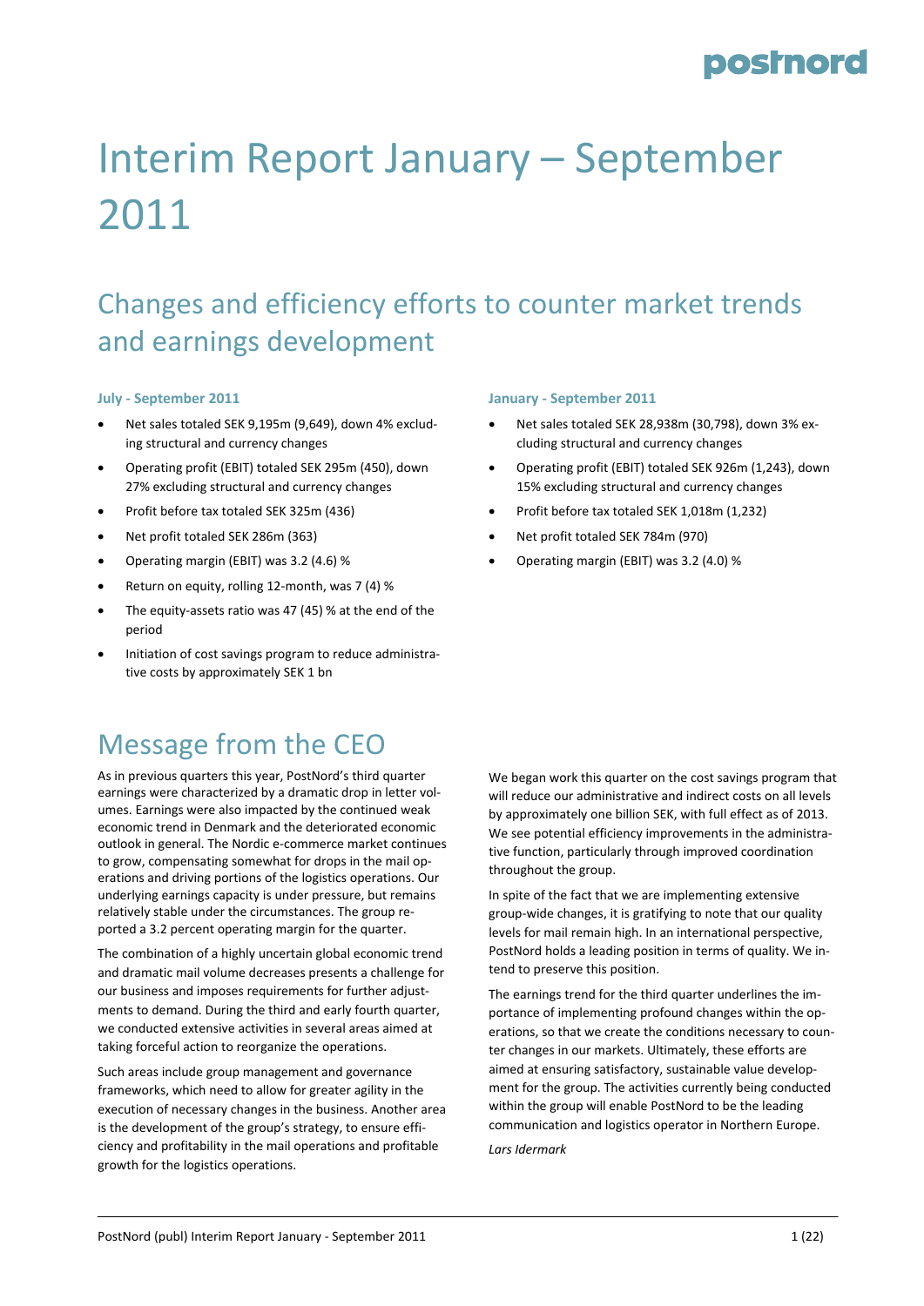# Interim Report January – September 2011

## Changes and efficiency efforts to counter market trends and earnings development

### July - September 2011

- Net sales totaled SEK 9,195m (9,649), down 4% excluding structural and currency changes
- Operating profit (EBIT) totaled SEK 295m (450), down 27% excluding structural and currency changes
- Profit before tax totaled SEK 325m (436)
- Net profit totaled SEK 286m (363)
- Operating margin (EBIT) was 3.2 (4.6) %
- Return on equity, rolling 12-month, was 7 (4) %
- The equity-assets ratio was 47 (45) % at the end of the period
- Initiation of cost savings program to reduce administrative costs by approximately SEK 1 bn

### January - September 2011

- Net sales totaled SEK 28,938m (30,798), down 3% excluding structural and currency changes
- Operating profit (EBIT) totaled SEK 926m (1,243), down 15% excluding structural and currency changes
- Profit before tax totaled SEK 1,018m (1,232)
- Net profit totaled SEK 784m (970)
- Operating margin (EBIT) was 3.2 (4.0) %

## Message from the CEO

As in previous quarters this year, PostNord's third quarter earnings were characterized by a dramatic drop in letter volumes. Earnings were also impacted by the continued weak economic trend in Denmark and the deteriorated economic outlook in general. The Nordic e-commerce market continues to grow, compensating somewhat for drops in the mail operations and driving portions of the logistics operations. Our underlying earnings capacity is under pressure, but remains relatively stable under the circumstances. The group reported a 3.2 percent operating margin for the quarter.

The combination of a highly uncertain global economic trend and dramatic mail volume decreases presents a challenge for our business and imposes requirements for further adjustments to demand. During the third and early fourth quarter, we conducted extensive activities in several areas aimed at taking forceful action to reorganize the operations.

Such areas include group management and governance frameworks, which need to allow for greater agility in the execution of necessary changes in the business. Another area is the development of the group's strategy, to ensure efficiency and profitability in the mail operations and profitable growth for the logistics operations.

We began work this quarter on the cost savings program that will reduce our administrative and indirect costs on all levels by approximately one billion SEK, with full effect as of 2013. We see potential efficiency improvements in the administrative function, particularly through improved coordination throughout the group.

In spite of the fact that we are implementing extensive group-wide changes, it is gratifying to note that our quality levels for mail remain high. In an international perspective, PostNord holds a leading position in terms of quality. We intend to preserve this position.

The earnings trend for the third quarter underlines the importance of implementing profound changes within the operations, so that we create the conditions necessary to counter changes in our markets. Ultimately, these efforts are aimed at ensuring satisfactory, sustainable value development for the group. The activities currently being conducted within the group will enable PostNord to be the leading communication and logistics operator in Northern Europe.

*Lars Idermark*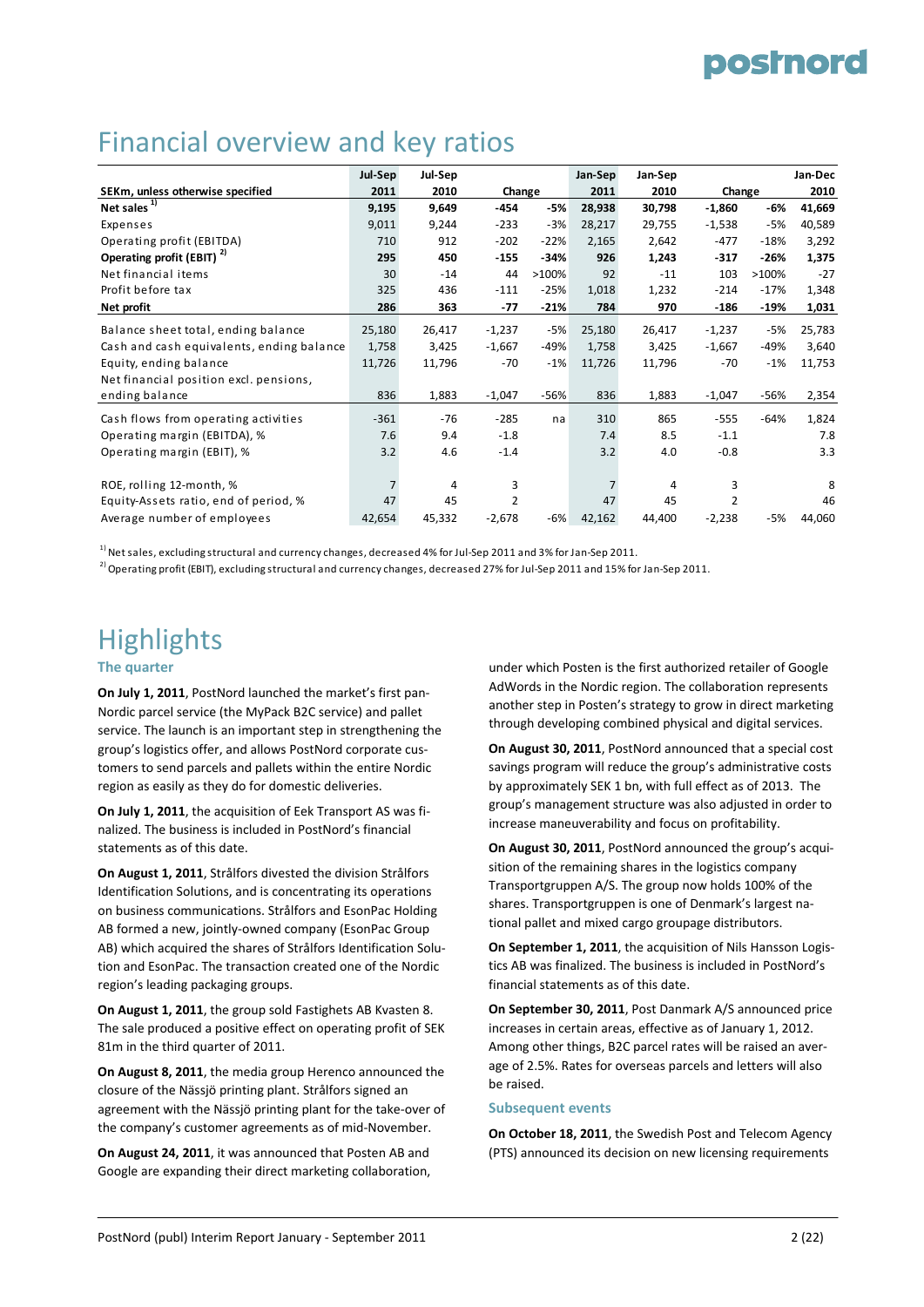# Financial overview and key ratios

| SEKm, unless otherwise specified | Jul-Sep 2011 | Jul-Sep 2010 | Change | | Jan-Sep 2011 | Jan-Sep 2010 | Change | | Jan-Dec 2010 |
|---|---|---|---|---|---|---|---|---|---|
| **Net sales** [1] | **9,195** | **9,649** | **-454** | **-5%** | **28,938** | **30,798** | **-1,860** | **-6%** | **41,669** |
| Expenses | 9,011 | 9,244 | -233 | -3% | 28,217 | 29,755 | -1,538 | -5% | 40,589 |
| Operating profit (EBITDA) | 710 | 912 | -202 | -22% | 2,165 | 2,642 | -477 | -18% | 3,292 |
| **Operating profit (EBIT)** [2] | **295** | **450** | **-155** | **-34%** | **926** | **1,243** | **-317** | **-26%** | **1,375** |
| Net financial items | 30 | -14 | 44 | >100% | 92 | -11 | 103 | >100% | -27 |
| Profit before tax | 325 | 436 | -111 | -25% | 1,018 | 1,232 | -214 | -17% | 1,348 |
| **Net profit** | **286** | **363** | **-77** | **-21%** | **784** | **970** | **-186** | **-19%** | **1,031** |
| Balance sheet total, ending balance | 25,180 | 26,417 | -1,237 | -5% | 25,180 | 26,417 | -1,237 | -5% | 25,783 |
| Cash and cash equivalents, ending balance | 1,758 | 3,425 | -1,667 | -49% | 1,758 | 3,425 | -1,667 | -49% | 3,640 |
| Equity, ending balance | 11,726 | 11,796 | -70 | -1% | 11,726 | 11,796 | -70 | -1% | 11,753 |
| Net financial position excl. pensions, ending balance | 836 | 1,883 | -1,047 | -56% | 836 | 1,883 | -1,047 | -56% | 2,354 |
| Cash flows from operating activities | -361 | -76 | -285 | na | 310 | 865 | -555 | -64% | 1,824 |
| Operating margin (EBITDA), % | 7.6 | 9.4 | -1.8 | | 7.4 | 8.5 | -1.1 | | 7.8 |
| Operating margin (EBIT), % | 3.2 | 4.6 | -1.4 | | 3.2 | 4.0 | -0.8 | | 3.3 |
| ROE, rolling 12-month, % | 7 | 4 | 3 | | 7 | 4 | 3 | | 8 |
| Equity-Assets ratio, end of period, % | 47 | 45 | 2 | | 47 | 45 | 2 | | 46 |
| Average number of employees | 42,654 | 45,332 | -2,678 | -6% | 42,162 | 44,400 | -2,238 | -5% | 44,060 |

[1] Net sales, excluding structural and currency changes, decreased 4% for Jul-Sep 2011 and 3% for Jan-Sep 2011.

[2] Operating profit (EBIT), excluding structural and currency changes, decreased 27% for Jul-Sep 2011 and 15% for Jan-Sep 2011.

# Highlights

### The quarter

**On July 1, 2011**, PostNord launched the market's first pan-Nordic parcel service (the MyPack B2C service) and pallet service. The launch is an important step in strengthening the group's logistics offer, and allows PostNord corporate customers to send parcels and pallets within the entire Nordic region as easily as they do for domestic deliveries.

**On July 1, 2011**, the acquisition of Eek Transport AS was finalized. The business is included in PostNord's financial statements as of this date.

**On August 1, 2011**, Strålfors divested the division Strålfors Identification Solutions, and is concentrating its operations on business communications. Strålfors and EsonPac Holding AB formed a new, jointly-owned company (EsonPac Group AB) which acquired the shares of Strålfors Identification Solution and EsonPac. The transaction created one of the Nordic region's leading packaging groups.

**On August 1, 2011**, the group sold Fastighets AB Kvasten 8. The sale produced a positive effect on operating profit of SEK 81m in the third quarter of 2011.

**On August 8, 2011**, the media group Herenco announced the closure of the Nässjö printing plant. Strålfors signed an agreement with the Nässjö printing plant for the take-over of the company's customer agreements as of mid-November.

**On August 24, 2011**, it was announced that Posten AB and Google are expanding their direct marketing collaboration, under which Posten is the first authorized retailer of Google AdWords in the Nordic region. The collaboration represents another step in Posten's strategy to grow in direct marketing through developing combined physical and digital services.

**On August 30, 2011**, PostNord announced that a special cost savings program will reduce the group's administrative costs by approximately SEK 1 bn, with full effect as of 2013. The group's management structure was also adjusted in order to increase maneuverability and focus on profitability.

**On August 30, 2011**, PostNord announced the group's acquisition of the remaining shares in the logistics company Transportgruppen A/S. The group now holds 100% of the shares. Transportgruppen is one of Denmark's largest national pallet and mixed cargo groupage distributors.

**On September 1, 2011**, the acquisition of Nils Hansson Logistics AB was finalized. The business is included in PostNord's financial statements as of this date.

**On September 30, 2011**, Post Danmark A/S announced price increases in certain areas, effective as of January 1, 2012. Among other things, B2C parcel rates will be raised an average of 2.5%. Rates for overseas parcels and letters will also be raised.

### Subsequent events

**On October 18, 2011**, the Swedish Post and Telecom Agency (PTS) announced its decision on new licensing requirements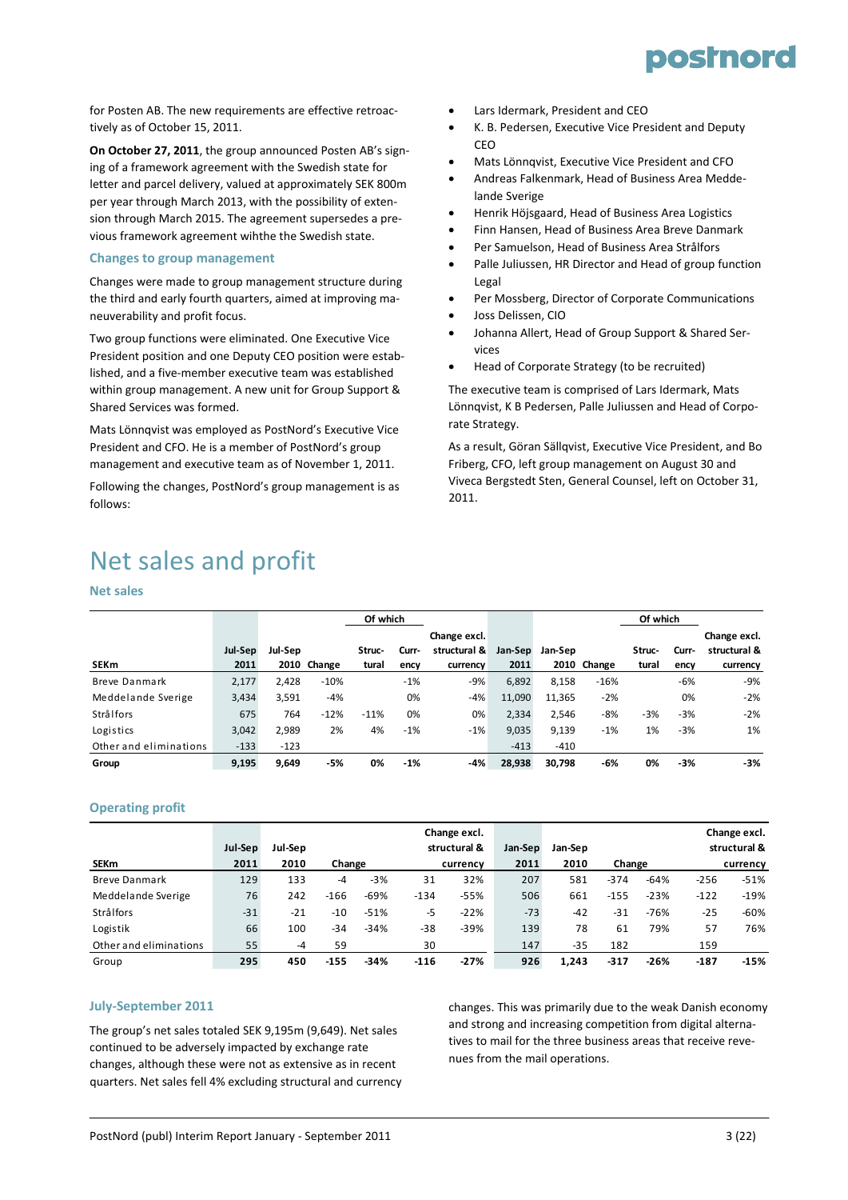for Posten AB. The new requirements are effective retroactively as of October 15, 2011.

**On October 27, 2011**, the group announced Posten AB's signing of a framework agreement with the Swedish state for letter and parcel delivery, valued at approximately SEK 800m per year through March 2013, with the possibility of extension through March 2015. The agreement supersedes a previous framework agreement wihthe the Swedish state.

### Changes to group management

Changes were made to group management structure during the third and early fourth quarters, aimed at improving maneuverability and profit focus.

Two group functions were eliminated. One Executive Vice President position and one Deputy CEO position were established, and a five-member executive team was established within group management. A new unit for Group Support & Shared Services was formed.

Mats Lönnqvist was employed as PostNord's Executive Vice President and CFO. He is a member of PostNord's group management and executive team as of November 1, 2011.

Following the changes, PostNord's group management is as follows:

- Lars Idermark, President and CEO
- K. B. Pedersen, Executive Vice President and Deputy CEO
- Mats Lönnqvist, Executive Vice President and CFO
- Andreas Falkenmark, Head of Business Area Meddelande Sverige
- Henrik Höjsgaard, Head of Business Area Logistics
- Finn Hansen, Head of Business Area Breve Danmark
- Per Samuelson, Head of Business Area Strålfors
- Palle Juliussen, HR Director and Head of group function Legal
- Per Mossberg, Director of Corporate Communications
- Joss Delissen, CIO
- Johanna Allert, Head of Group Support & Shared Services
- Head of Corporate Strategy (to be recruited)

The executive team is comprised of Lars Idermark, Mats Lönnqvist, K B Pedersen, Palle Juliussen and Head of Corporate Strategy.

As a result, Göran Sällqvist, Executive Vice President, and Bo Friberg, CFO, left group management on August 30 and Viveca Bergstedt Sten, General Counsel, left on October 31, 2011.

# Net sales and profit

### Net sales

| SEKm | Jul-Sep 2011 | Jul-Sep 2010 | Change | Of which Structural | Of which Currency | Change excl. structural & currency | Jan-Sep 2011 | Jan-Sep 2010 | Change | Of which Structural | Of which Currency | Change excl. structural & currency |
|---|---|---|---|---|---|---|---|---|---|---|---|---|
| Breve Danmark | 2,177 | 2,428 | -10% | | -1% | -9% | 6,892 | 8,158 | -16% | | -6% | -9% |
| Meddelande Sverige | 3,434 | 3,591 | -4% | | 0% | -4% | 11,090 | 11,365 | -2% | | 0% | -2% |
| Strålfors | 675 | 764 | -12% | -11% | 0% | 0% | 2,334 | 2,546 | -8% | -3% | -3% | -2% |
| Logistics | 3,042 | 2,989 | 2% | 4% | -1% | -1% | 9,035 | 9,139 | -1% | 1% | -3% | 1% |
| Other and eliminations | -133 | -123 | | | | | -413 | -410 | | | | |
| **Group** | **9,195** | **9,649** | **-5%** | **0%** | **-1%** | **-4%** | **28,938** | **30,798** | **-6%** | **0%** | **-3%** | **-3%** |

### Operating profit

| SEKm | Jul-Sep 2011 | Jul-Sep 2010 | Change | | Change excl. structural & currency | | Jan-Sep 2011 | Jan-Sep 2010 | Change | | Change excl. structural & currency | |
|---|---|---|---|---|---|---|---|---|---|---|---|---|
| Breve Danmark | 129 | 133 | -4 | -3% | 31 | 32% | 207 | 581 | -374 | -64% | -256 | -51% |
| Meddelande Sverige | 76 | 242 | -166 | -69% | -134 | -55% | 506 | 661 | -155 | -23% | -122 | -19% |
| Strålfors | -31 | -21 | -10 | -51% | -5 | -22% | -73 | -42 | -31 | -76% | -25 | -60% |
| Logistik | 66 | 100 | -34 | -34% | -38 | -39% | 139 | 78 | 61 | 79% | 57 | 76% |
| Other and eliminations | 55 | -4 | 59 | | 30 | | 147 | -35 | 182 | | 159 | |
| Group | **295** | **450** | **-155** | **-34%** | **-116** | **-27%** | **926** | **1,243** | **-317** | **-26%** | **-187** | **-15%** |

### July-September 2011

The group's net sales totaled SEK 9,195m (9,649). Net sales continued to be adversely impacted by exchange rate changes, although these were not as extensive as in recent quarters. Net sales fell 4% excluding structural and currency changes. This was primarily due to the weak Danish economy and strong and increasing competition from digital alternatives to mail for the three business areas that receive revenues from the mail operations.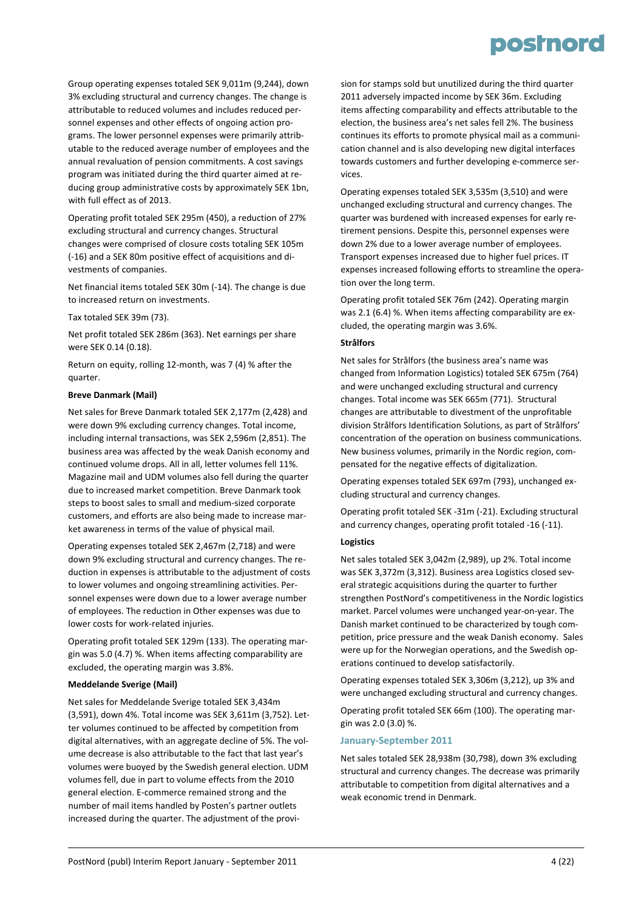Group operating expenses totaled SEK 9,011m (9,244), down 3% excluding structural and currency changes. The change is attributable to reduced volumes and includes reduced personnel expenses and other effects of ongoing action programs. The lower personnel expenses were primarily attributable to the reduced average number of employees and the annual revaluation of pension commitments. A cost savings program was initiated during the third quarter aimed at reducing group administrative costs by approximately SEK 1bn, with full effect as of 2013.

Operating profit totaled SEK 295m (450), a reduction of 27% excluding structural and currency changes. Structural changes were comprised of closure costs totaling SEK 105m (-16) and a SEK 80m positive effect of acquisitions and divestments of companies.

Net financial items totaled SEK 30m (-14). The change is due to increased return on investments.

Tax totaled SEK 39m (73).

Net profit totaled SEK 286m (363). Net earnings per share were SEK 0.14 (0.18).

Return on equity, rolling 12-month, was 7 (4) % after the quarter.

**Breve Danmark (Mail)**

Net sales for Breve Danmark totaled SEK 2,177m (2,428) and were down 9% excluding currency changes. Total income, including internal transactions, was SEK 2,596m (2,851). The business area was affected by the weak Danish economy and continued volume drops. All in all, letter volumes fell 11%. Magazine mail and UDM volumes also fell during the quarter due to increased market competition. Breve Danmark took steps to boost sales to small and medium-sized corporate customers, and efforts are also being made to increase market awareness in terms of the value of physical mail.

Operating expenses totaled SEK 2,467m (2,718) and were down 9% excluding structural and currency changes. The reduction in expenses is attributable to the adjustment of costs to lower volumes and ongoing streamlining activities. Personnel expenses were down due to a lower average number of employees. The reduction in Other expenses was due to lower costs for work-related injuries.

Operating profit totaled SEK 129m (133). The operating margin was 5.0 (4.7) %. When items affecting comparability are excluded, the operating margin was 3.8%.

**Meddelande Sverige (Mail)**

Net sales for Meddelande Sverige totaled SEK 3,434m (3,591), down 4%. Total income was SEK 3,611m (3,752). Letter volumes continued to be affected by competition from digital alternatives, with an aggregate decline of 5%. The volume decrease is also attributable to the fact that last year's volumes were buoyed by the Swedish general election. UDM volumes fell, due in part to volume effects from the 2010 general election. E-commerce remained strong and the number of mail items handled by Posten's partner outlets increased during the quarter. The adjustment of the provision for stamps sold but unutilized during the third quarter 2011 adversely impacted income by SEK 36m. Excluding items affecting comparability and effects attributable to the election, the business area's net sales fell 2%. The business continues its efforts to promote physical mail as a communication channel and is also developing new digital interfaces towards customers and further developing e-commerce services.

Operating expenses totaled SEK 3,535m (3,510) and were unchanged excluding structural and currency changes. The quarter was burdened with increased expenses for early retirement pensions. Despite this, personnel expenses were down 2% due to a lower average number of employees. Transport expenses increased due to higher fuel prices. IT expenses increased following efforts to streamline the operation over the long term.

Operating profit totaled SEK 76m (242). Operating margin was 2.1 (6.4) %. When items affecting comparability are excluded, the operating margin was 3.6%.

**Strålfors**

Net sales for Strålfors (the business area's name was changed from Information Logistics) totaled SEK 675m (764) and were unchanged excluding structural and currency changes. Total income was SEK 665m (771). Structural changes are attributable to divestment of the unprofitable division Strålfors Identification Solutions, as part of Strålfors' concentration of the operation on business communications. New business volumes, primarily in the Nordic region, compensated for the negative effects of digitalization.

Operating expenses totaled SEK 697m (793), unchanged excluding structural and currency changes.

Operating profit totaled SEK -31m (-21). Excluding structural and currency changes, operating profit totaled -16 (-11).

**Logistics**

Net sales totaled SEK 3,042m (2,989), up 2%. Total income was SEK 3,372m (3,312). Business area Logistics closed several strategic acquisitions during the quarter to further strengthen PostNord's competitiveness in the Nordic logistics market. Parcel volumes were unchanged year-on-year. The Danish market continued to be characterized by tough competition, price pressure and the weak Danish economy. Sales were up for the Norwegian operations, and the Swedish operations continued to develop satisfactorily.

Operating expenses totaled SEK 3,306m (3,212), up 3% and were unchanged excluding structural and currency changes.

Operating profit totaled SEK 66m (100). The operating margin was 2.0 (3.0) %.

### January-September 2011

Net sales totaled SEK 28,938m (30,798), down 3% excluding structural and currency changes. The decrease was primarily attributable to competition from digital alternatives and a weak economic trend in Denmark.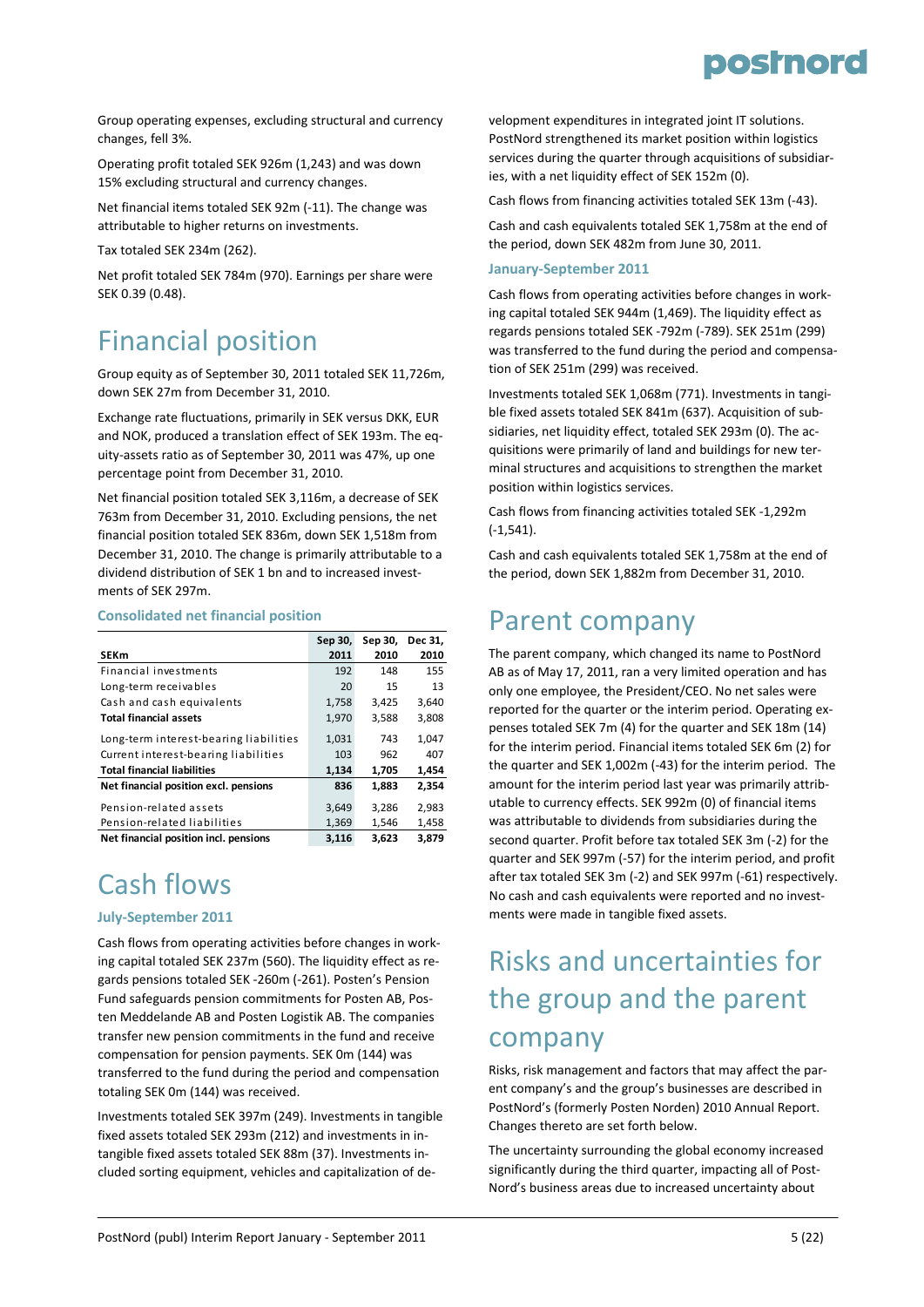Group operating expenses, excluding structural and currency changes, fell 3%.

Operating profit totaled SEK 926m (1,243) and was down 15% excluding structural and currency changes.

Net financial items totaled SEK 92m (-11). The change was attributable to higher returns on investments.

Tax totaled SEK 234m (262).

Net profit totaled SEK 784m (970). Earnings per share were SEK 0.39 (0.48).

# Financial position

Group equity as of September 30, 2011 totaled SEK 11,726m, down SEK 27m from December 31, 2010.

Exchange rate fluctuations, primarily in SEK versus DKK, EUR and NOK, produced a translation effect of SEK 193m. The equity-assets ratio as of September 30, 2011 was 47%, up one percentage point from December 31, 2010.

Net financial position totaled SEK 3,116m, a decrease of SEK 763m from December 31, 2010. Excluding pensions, the net financial position totaled SEK 836m, down SEK 1,518m from December 31, 2010. The change is primarily attributable to a dividend distribution of SEK 1 bn and to increased investments of SEK 297m.

### Consolidated net financial position

| SEKm | Sep 30, 2011 | Sep 30, 2010 | Dec 31, 2010 |
|---|---|---|---|
| Financial investments | 192 | 148 | 155 |
| Long-term receivables | 20 | 15 | 13 |
| Cash and cash equivalents | 1,758 | 3,425 | 3,640 |
| **Total financial assets** | **1,970** | **3,588** | **3,808** |
| Long-term interest-bearing liabilities | 1,031 | 743 | 1,047 |
| Current interest-bearing liabilities | 103 | 962 | 407 |
| **Total financial liabilities** | **1,134** | **1,705** | **1,454** |
| **Net financial position excl. pensions** | **836** | **1,883** | **2,354** |
| Pension-related assets | 3,649 | 3,286 | 2,983 |
| Pension-related liabilities | 1,369 | 1,546 | 1,458 |
| **Net financial position incl. pensions** | **3,116** | **3,623** | **3,879** |

# Cash flows

### July-September 2011

Cash flows from operating activities before changes in working capital totaled SEK 237m (560). The liquidity effect as regards pensions totaled SEK -260m (-261). Posten's Pension Fund safeguards pension commitments for Posten AB, Posten Meddelande AB and Posten Logistik AB. The companies transfer new pension commitments in the fund and receive compensation for pension payments. SEK 0m (144) was transferred to the fund during the period and compensation totaling SEK 0m (144) was received.

Investments totaled SEK 397m (249). Investments in tangible fixed assets totaled SEK 293m (212) and investments in intangible fixed assets totaled SEK 88m (37). Investments included sorting equipment, vehicles and capitalization of development expenditures in integrated joint IT solutions. PostNord strengthened its market position within logistics services during the quarter through acquisitions of subsidiaries, with a net liquidity effect of SEK 152m (0).

Cash flows from financing activities totaled SEK 13m (-43).

Cash and cash equivalents totaled SEK 1,758m at the end of the period, down SEK 482m from June 30, 2011.

### January-September 2011

Cash flows from operating activities before changes in working capital totaled SEK 944m (1,469). The liquidity effect as regards pensions totaled SEK -792m (-789). SEK 251m (299) was transferred to the fund during the period and compensation of SEK 251m (299) was received.

Investments totaled SEK 1,068m (771). Investments in tangible fixed assets totaled SEK 841m (637). Acquisition of subsidiaries, net liquidity effect, totaled SEK 293m (0). The acquisitions were primarily of land and buildings for new terminal structures and acquisitions to strengthen the market position within logistics services.

Cash flows from financing activities totaled SEK -1,292m (-1,541).

Cash and cash equivalents totaled SEK 1,758m at the end of the period, down SEK 1,882m from December 31, 2010.

# Parent company

The parent company, which changed its name to PostNord AB as of May 17, 2011, ran a very limited operation and has only one employee, the President/CEO. No net sales were reported for the quarter or the interim period. Operating expenses totaled SEK 7m (4) for the quarter and SEK 18m (14) for the interim period. Financial items totaled SEK 6m (2) for the quarter and SEK 1,002m (-43) for the interim period. The amount for the interim period last year was primarily attributable to currency effects. SEK 992m (0) of financial items was attributable to dividends from subsidiaries during the second quarter. Profit before tax totaled SEK 3m (-2) for the quarter and SEK 997m (-57) for the interim period, and profit after tax totaled SEK 3m (-2) and SEK 997m (-61) respectively. No cash and cash equivalents were reported and no investments were made in tangible fixed assets.

# Risks and uncertainties for the group and the parent company

Risks, risk management and factors that may affect the parent company's and the group's businesses are described in PostNord's (formerly Posten Norden) 2010 Annual Report. Changes thereto are set forth below.

The uncertainty surrounding the global economy increased significantly during the third quarter, impacting all of PostNord's business areas due to increased uncertainty about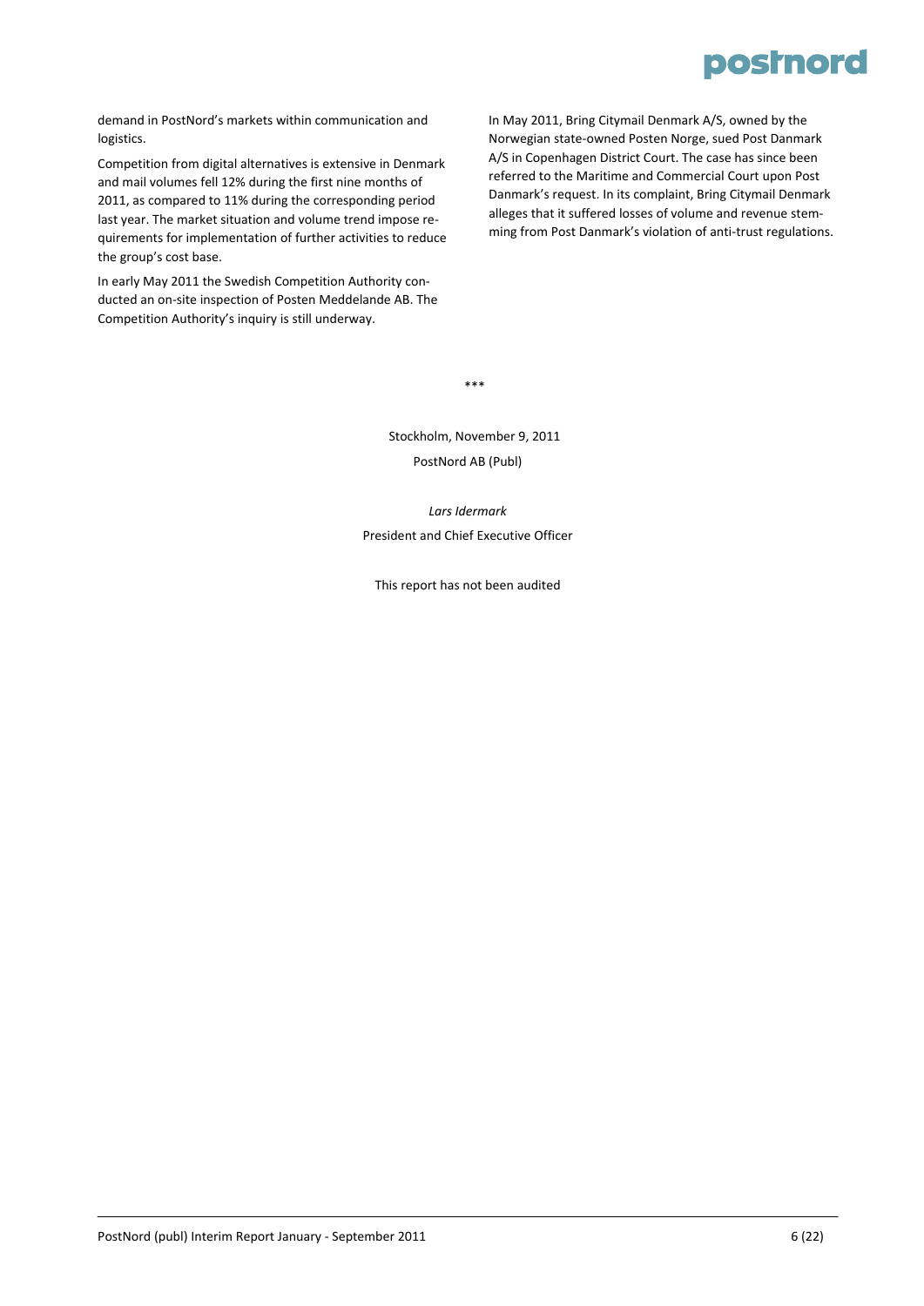demand in PostNord's markets within communication and logistics.

Competition from digital alternatives is extensive in Denmark and mail volumes fell 12% during the first nine months of 2011, as compared to 11% during the corresponding period last year. The market situation and volume trend impose requirements for implementation of further activities to reduce the group's cost base.

In early May 2011 the Swedish Competition Authority conducted an on-site inspection of Posten Meddelande AB. The Competition Authority's inquiry is still underway.

In May 2011, Bring Citymail Denmark A/S, owned by the Norwegian state-owned Posten Norge, sued Post Danmark A/S in Copenhagen District Court. The case has since been referred to the Maritime and Commercial Court upon Post Danmark's request. In its complaint, Bring Citymail Denmark alleges that it suffered losses of volume and revenue stemming from Post Danmark's violation of anti-trust regulations.

***

Stockholm, November 9, 2011

PostNord AB (Publ)

*Lars Idermark*

President and Chief Executive Officer

This report has not been audited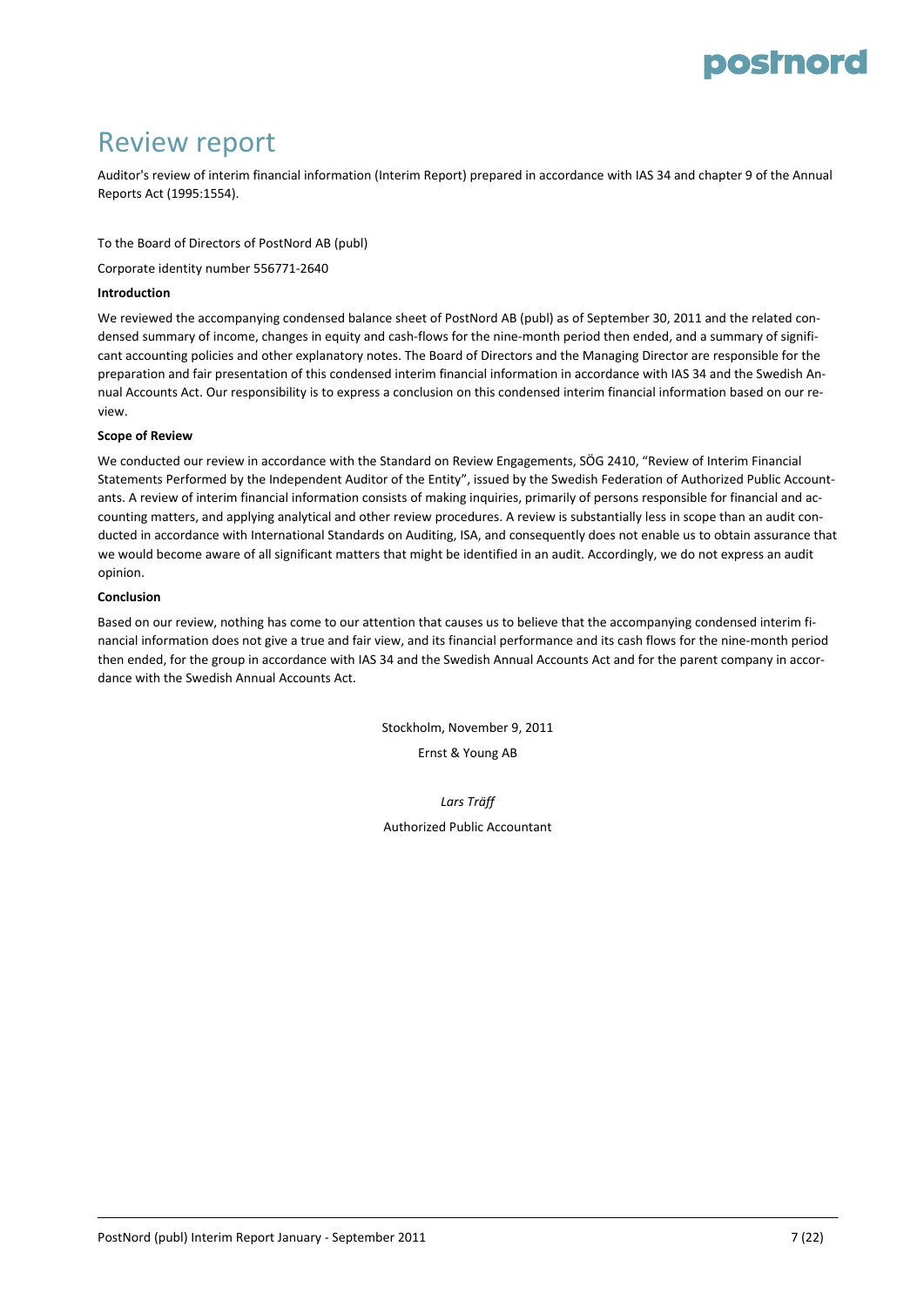# Review report

Auditor's review of interim financial information (Interim Report) prepared in accordance with IAS 34 and chapter 9 of the Annual Reports Act (1995:1554).

To the Board of Directors of PostNord AB (publ)

Corporate identity number 556771-2640

**Introduction**

We reviewed the accompanying condensed balance sheet of PostNord AB (publ) as of September 30, 2011 and the related condensed summary of income, changes in equity and cash-flows for the nine-month period then ended, and a summary of significant accounting policies and other explanatory notes. The Board of Directors and the Managing Director are responsible for the preparation and fair presentation of this condensed interim financial information in accordance with IAS 34 and the Swedish Annual Accounts Act. Our responsibility is to express a conclusion on this condensed interim financial information based on our review.

**Scope of Review**

We conducted our review in accordance with the Standard on Review Engagements, SÖG 2410, "Review of Interim Financial Statements Performed by the Independent Auditor of the Entity", issued by the Swedish Federation of Authorized Public Accountants. A review of interim financial information consists of making inquiries, primarily of persons responsible for financial and accounting matters, and applying analytical and other review procedures. A review is substantially less in scope than an audit conducted in accordance with International Standards on Auditing, ISA, and consequently does not enable us to obtain assurance that we would become aware of all significant matters that might be identified in an audit. Accordingly, we do not express an audit opinion.

**Conclusion**

Based on our review, nothing has come to our attention that causes us to believe that the accompanying condensed interim financial information does not give a true and fair view, and its financial performance and its cash flows for the nine-month period then ended, for the group in accordance with IAS 34 and the Swedish Annual Accounts Act and for the parent company in accordance with the Swedish Annual Accounts Act.

Stockholm, November 9, 2011

Ernst & Young AB

*Lars Träff*

Authorized Public Accountant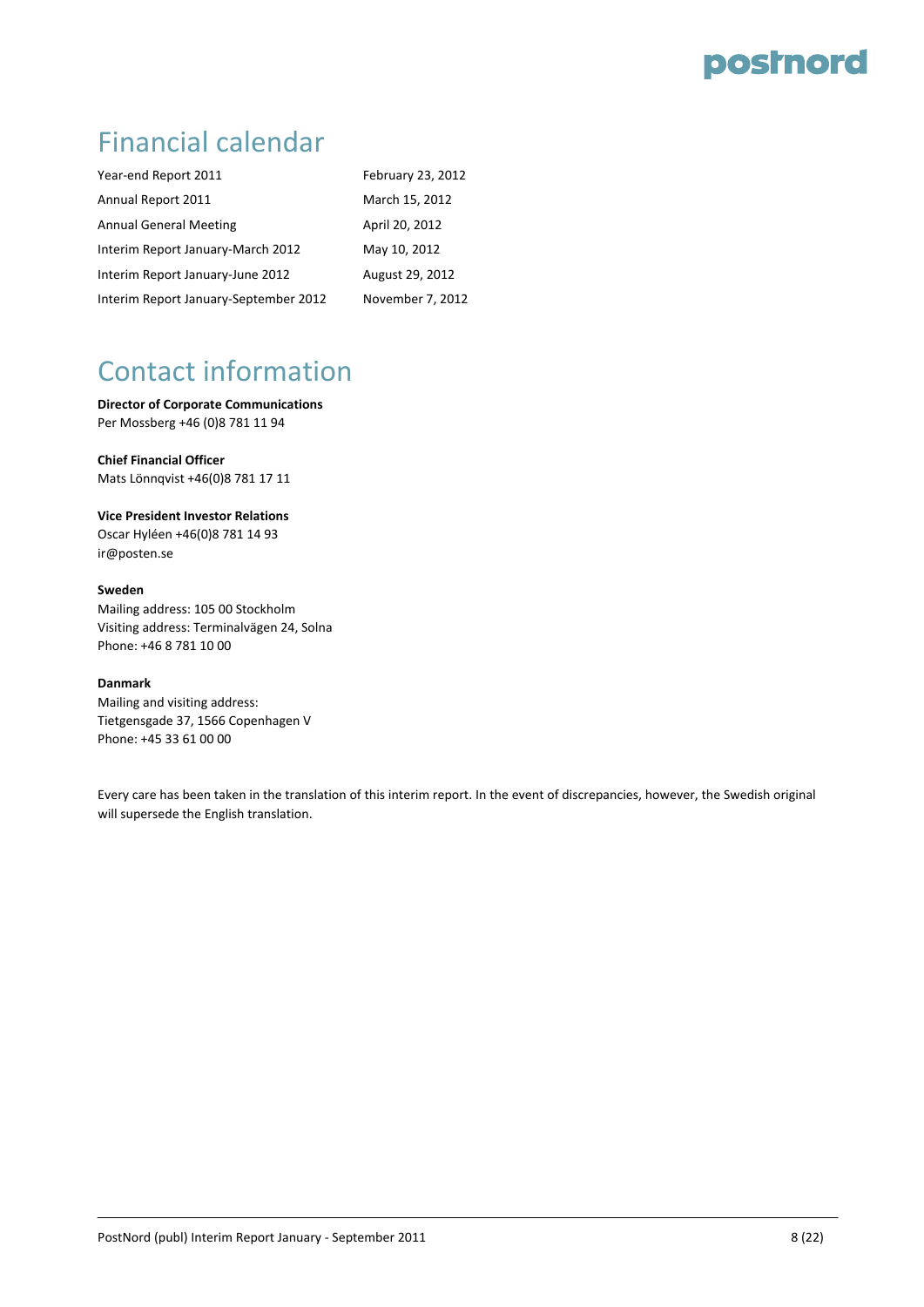## Financial calendar

| | |
|---|---|
| Year-end Report 2011 | February 23, 2012 |
| Annual Report 2011 | March 15, 2012 |
| Annual General Meeting | April 20, 2012 |
| Interim Report January-March 2012 | May 10, 2012 |
| Interim Report January-June 2012 | August 29, 2012 |
| Interim Report January-September 2012 | November 7, 2012 |

## Contact information

**Director of Corporate Communications**
Per Mossberg +46 (0)8 781 11 94

**Chief Financial Officer**
Mats Lönnqvist +46(0)8 781 17 11

**Vice President Investor Relations**
Oscar Hyléen +46(0)8 781 14 93
ir@posten.se

**Sweden**
Mailing address: 105 00 Stockholm
Visiting address: Terminalvägen 24, Solna
Phone: +46 8 781 10 00

**Danmark**
Mailing and visiting address:
Tietgensgade 37, 1566 Copenhagen V
Phone: +45 33 61 00 00

Every care has been taken in the translation of this interim report. In the event of discrepancies, however, the Swedish original will supersede the English translation.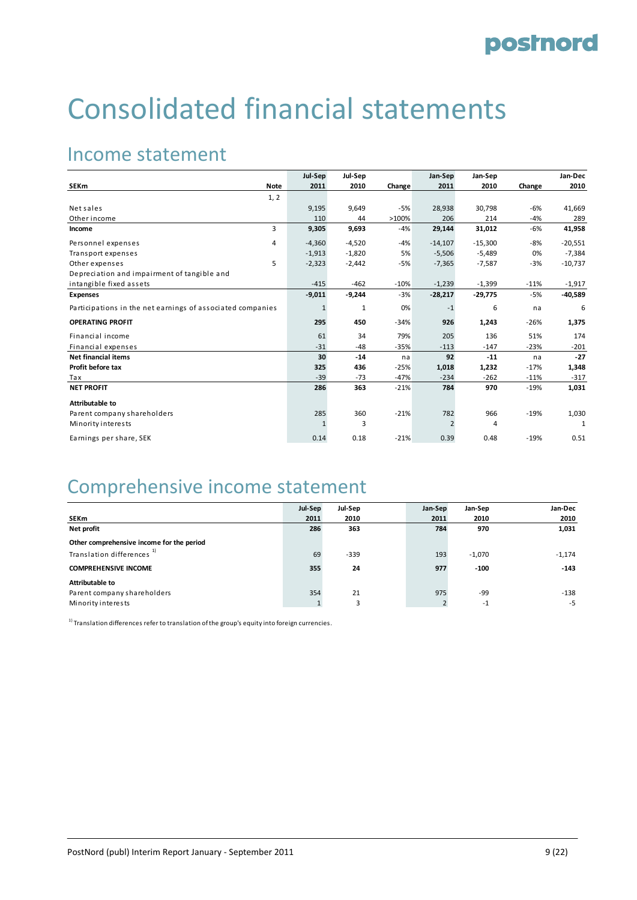# Consolidated financial statements

## Income statement

| SEKm | Note | Jul-Sep 2011 | Jul-Sep 2010 | Change | Jan-Sep 2011 | Jan-Sep 2010 | Change | Jan-Dec 2010 |
|---|---|---|---|---|---|---|---|---|
| | 1, 2 | | | | | | | |
| Net sales | | 9,195 | 9,649 | -5% | 28,938 | 30,798 | -6% | 41,669 |
| Other income | | 110 | 44 | >100% | 206 | 214 | -4% | 289 |
| **Income** | 3 | **9,305** | **9,693** | -4% | **29,144** | **31,012** | -6% | **41,958** |
| Personnel expenses | 4 | -4,360 | -4,520 | -4% | -14,107 | -15,300 | -8% | -20,551 |
| Transport expenses | | -1,913 | -1,820 | 5% | -5,506 | -5,489 | 0% | -7,384 |
| Other expenses | 5 | -2,323 | -2,442 | -5% | -7,365 | -7,587 | -3% | -10,737 |
| Depreciation and impairment of tangible and intangible fixed assets | | -415 | -462 | -10% | -1,239 | -1,399 | -11% | -1,917 |
| **Expenses** | | **-9,011** | **-9,244** | -3% | **-28,217** | **-29,775** | -5% | **-40,589** |
| Participations in the net earnings of associated companies | | 1 | 1 | 0% | -1 | 6 | na | 6 |
| **OPERATING PROFIT** | | **295** | **450** | -34% | **926** | **1,243** | -26% | **1,375** |
| Financial income | | 61 | 34 | 79% | 205 | 136 | 51% | 174 |
| Financial expenses | | -31 | -48 | -35% | -113 | -147 | -23% | -201 |
| **Net financial items** | | **30** | **-14** | na | **92** | **-11** | na | **-27** |
| **Profit before tax** | | **325** | **436** | -25% | **1,018** | **1,232** | -17% | **1,348** |
| Tax | | -39 | -73 | -47% | -234 | -262 | -11% | -317 |
| **NET PROFIT** | | **286** | **363** | -21% | **784** | **970** | -19% | **1,031** |
| **Attributable to** | | | | | | | | |
| Parent company shareholders | | 285 | 360 | -21% | 782 | 966 | -19% | 1,030 |
| Minority interests | | 1 | 3 | | 2 | 4 | | 1 |
| Earnings per share, SEK | | 0.14 | 0.18 | -21% | 0.39 | 0.48 | -19% | 0.51 |

## Comprehensive income statement

| SEKm | Jul-Sep 2011 | Jul-Sep 2010 | Jan-Sep 2011 | Jan-Sep 2010 | Jan-Dec 2010 |
|---|---|---|---|---|---|
| **Net profit** | **286** | **363** | **784** | **970** | **1,031** |
| **Other comprehensive income for the period** | | | | | |
| Translation differences [1] | 69 | -339 | 193 | -1,070 | -1,174 |
| **COMPREHENSIVE INCOME** | **355** | **24** | **977** | **-100** | **-143** |
| **Attributable to** | | | | | |
| Parent company shareholders | 354 | 21 | 975 | -99 | -138 |
| Minority interests | 1 | 3 | 2 | -1 | -5 |

[1] Translation differences refer to translation of the group's equity into foreign currencies.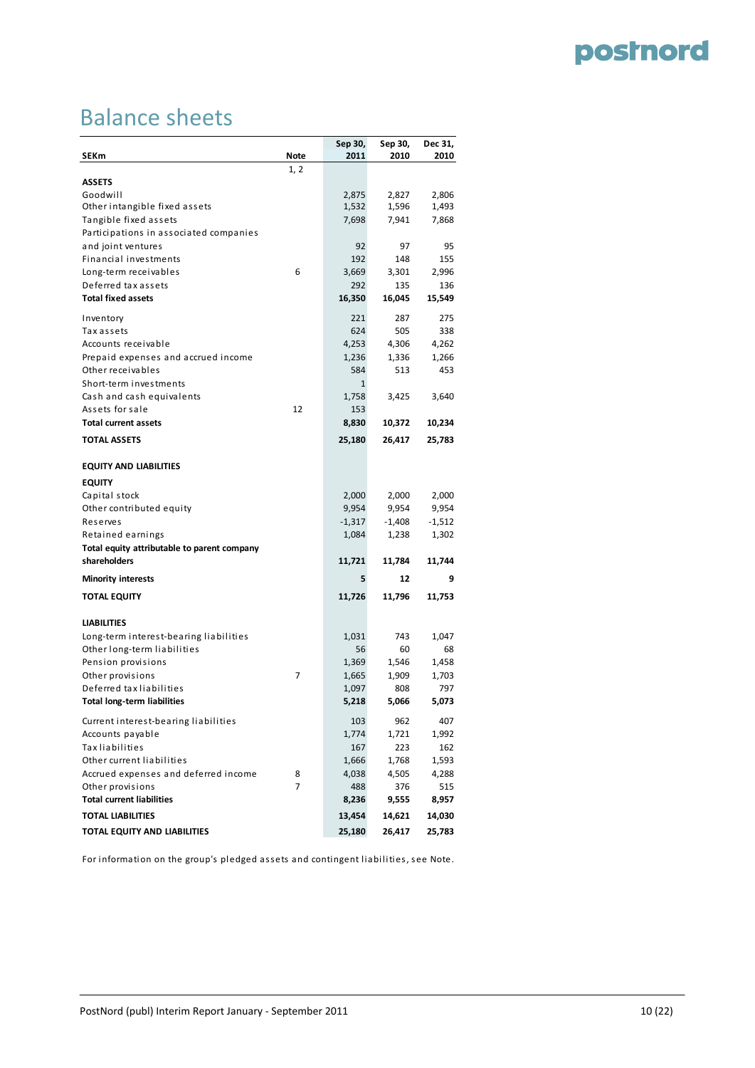# Balance sheets

| SEKm | Note | Sep 30, 2011 | Sep 30, 2010 | Dec 31, 2010 |
|---|---|---|---|---|
| | 1, 2 | | | |
| **ASSETS** | | | | |
| Goodwill | | 2,875 | 2,827 | 2,806 |
| Other intangible fixed assets | | 1,532 | 1,596 | 1,493 |
| Tangible fixed assets | | 7,698 | 7,941 | 7,868 |
| Participations in associated companies and joint ventures | | 92 | 97 | 95 |
| Financial investments | | 192 | 148 | 155 |
| Long-term receivables | 6 | 3,669 | 3,301 | 2,996 |
| Deferred tax assets | | 292 | 135 | 136 |
| **Total fixed assets** | | **16,350** | **16,045** | **15,549** |
| Inventory | | 221 | 287 | 275 |
| Tax assets | | 624 | 505 | 338 |
| Accounts receivable | | 4,253 | 4,306 | 4,262 |
| Prepaid expenses and accrued income | | 1,236 | 1,336 | 1,266 |
| Other receivables | | 584 | 513 | 453 |
| Short-term investments | | 1 | | |
| Cash and cash equivalents | | 1,758 | 3,425 | 3,640 |
| Assets for sale | 12 | 153 | | |
| **Total current assets** | | **8,830** | **10,372** | **10,234** |
| **TOTAL ASSETS** | | **25,180** | **26,417** | **25,783** |
| **EQUITY AND LIABILITIES** | | | | |
| **EQUITY** | | | | |
| Capital stock | | 2,000 | 2,000 | 2,000 |
| Other contributed equity | | 9,954 | 9,954 | 9,954 |
| Reserves | | -1,317 | -1,408 | -1,512 |
| Retained earnings | | 1,084 | 1,238 | 1,302 |
| **Total equity attributable to parent company shareholders** | | **11,721** | **11,784** | **11,744** |
| **Minority interests** | | **5** | **12** | **9** |
| **TOTAL EQUITY** | | **11,726** | **11,796** | **11,753** |
| **LIABILITIES** | | | | |
| Long-term interest-bearing liabilities | | 1,031 | 743 | 1,047 |
| Other long-term liabilities | | 56 | 60 | 68 |
| Pension provisions | | 1,369 | 1,546 | 1,458 |
| Other provisions | 7 | 1,665 | 1,909 | 1,703 |
| Deferred tax liabilities | | 1,097 | 808 | 797 |
| **Total long-term liabilities** | | **5,218** | **5,066** | **5,073** |
| Current interest-bearing liabilities | | 103 | 962 | 407 |
| Accounts payable | | 1,774 | 1,721 | 1,992 |
| Tax liabilities | | 167 | 223 | 162 |
| Other current liabilities | | 1,666 | 1,768 | 1,593 |
| Accrued expenses and deferred income | 8 | 4,038 | 4,505 | 4,288 |
| Other provisions | 7 | 488 | 376 | 515 |
| **Total current liabilities** | | **8,236** | **9,555** | **8,957** |
| **TOTAL LIABILITIES** | | **13,454** | **14,621** | **14,030** |
| **TOTAL EQUITY AND LIABILITIES** | | **25,180** | **26,417** | **25,783** |

For information on the group's pledged assets and contingent liabilities, see Note.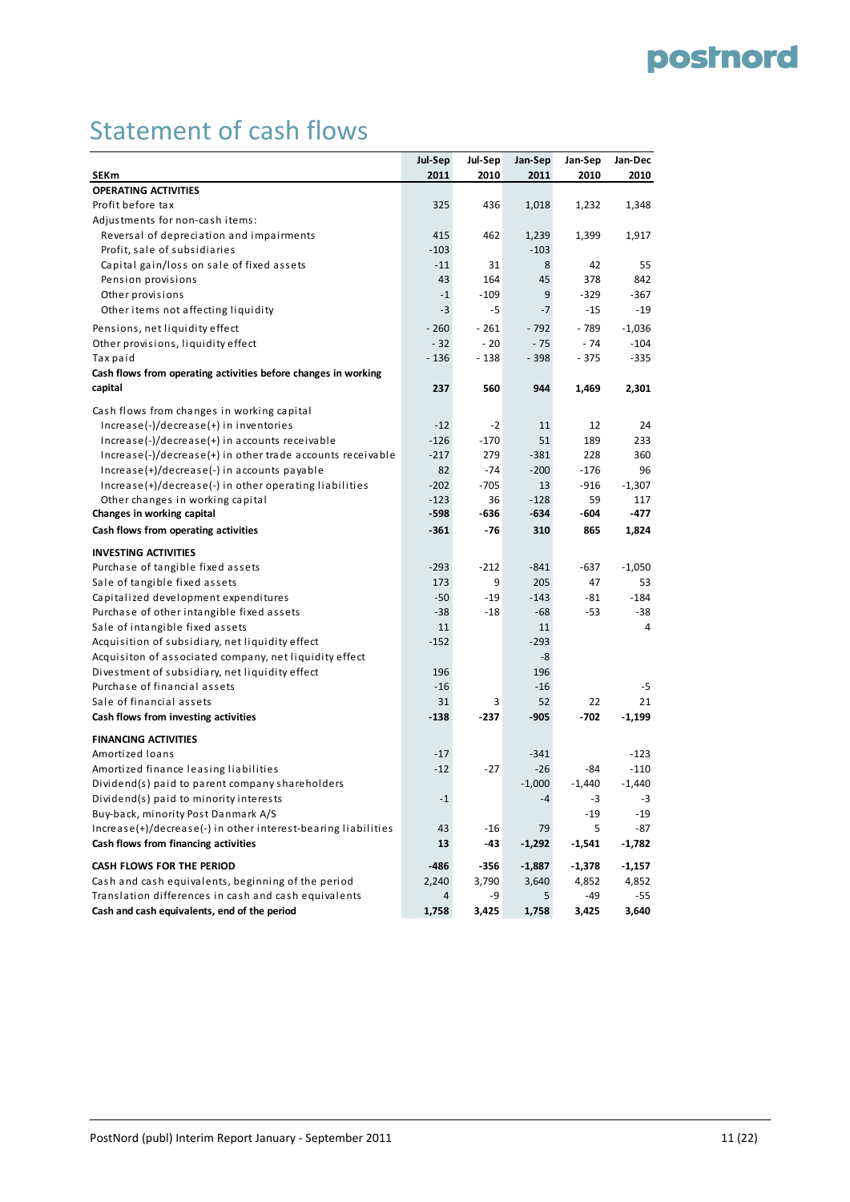# Statement of cash flows

| SEKm | Jul-Sep 2011 | Jul-Sep 2010 | Jan-Sep 2011 | Jan-Sep 2010 | Jan-Dec 2010 |
|---|---|---|---|---|---|
| **OPERATING ACTIVITIES** | | | | | |
| Profit before tax | 325 | 436 | 1,018 | 1,232 | 1,348 |
| Adjustments for non-cash items: | | | | | |
| Reversal of depreciation and impairments | 415 | 462 | 1,239 | 1,399 | 1,917 |
| Profit, sale of subsidiaries | -103 | | -103 | | |
| Capital gain/loss on sale of fixed assets | -11 | 31 | 8 | 42 | 55 |
| Pension provisions | 43 | 164 | 45 | 378 | 842 |
| Other provisions | -1 | -109 | 9 | -329 | -367 |
| Other items not affecting liquidity | -3 | -5 | -7 | -15 | -19 |
| Pensions, net liquidity effect | - 260 | - 261 | - 792 | - 789 | -1,036 |
| Other provisions, liquidity effect | - 32 | - 20 | - 75 | - 74 | -104 |
| Tax paid | - 136 | - 138 | - 398 | - 375 | -335 |
| **Cash flows from operating activities before changes in working capital** | **237** | **560** | **944** | **1,469** | **2,301** |
| Cash flows from changes in working capital | | | | | |
| Increase(-)/decrease(+) in inventories | -12 | -2 | 11 | 12 | 24 |
| Increase(-)/decrease(+) in accounts receivable | -126 | -170 | 51 | 189 | 233 |
| Increase(-)/decrease(+) in other trade accounts receivable | -217 | 279 | -381 | 228 | 360 |
| Increase(+)/decrease(-) in accounts payable | 82 | -74 | -200 | -176 | 96 |
| Increase(+)/decrease(-) in other operating liabilities | -202 | -705 | 13 | -916 | -1,307 |
| Other changes in working capital | -123 | 36 | -128 | 59 | 117 |
| **Changes in working capital** | **-598** | **-636** | **-634** | **-604** | **-477** |
| **Cash flows from operating activities** | **-361** | **-76** | **310** | **865** | **1,824** |
| **INVESTING ACTIVITIES** | | | | | |
| Purchase of tangible fixed assets | -293 | -212 | -841 | -637 | -1,050 |
| Sale of tangible fixed assets | 173 | 9 | 205 | 47 | 53 |
| Capitalized development expenditures | -50 | -19 | -143 | -81 | -184 |
| Purchase of other intangible fixed assets | -38 | -18 | -68 | -53 | -38 |
| Sale of intangible fixed assets | 11 | | 11 | | 4 |
| Acquisition of subsidiary, net liquidity effect | -152 | | -293 | | |
| Acquisiton of associated company, net liquidity effect | | | -8 | | |
| Divestment of subsidiary, net liquidity effect | 196 | | 196 | | |
| Purchase of financial assets | -16 | | -16 | | -5 |
| Sale of financial assets | 31 | 3 | 52 | 22 | 21 |
| **Cash flows from investing activities** | **-138** | **-237** | **-905** | **-702** | **-1,199** |
| **FINANCING ACTIVITIES** | | | | | |
| Amortized loans | -17 | | -341 | | -123 |
| Amortized finance leasing liabilities | -12 | -27 | -26 | -84 | -110 |
| Dividend(s) paid to parent company shareholders | | | -1,000 | -1,440 | -1,440 |
| Dividend(s) paid to minority interests | -1 | | -4 | -3 | -3 |
| Buy-back, minority Post Danmark A/S | | | | -19 | -19 |
| Increase(+)/decrease(-) in other interest-bearing liabilities | 43 | -16 | 79 | 5 | -87 |
| **Cash flows from financing activities** | **13** | **-43** | **-1,292** | **-1,541** | **-1,782** |
| **CASH FLOWS FOR THE PERIOD** | **-486** | **-356** | **-1,887** | **-1,378** | **-1,157** |
| Cash and cash equivalents, beginning of the period | 2,240 | 3,790 | 3,640 | 4,852 | 4,852 |
| Translation differences in cash and cash equivalents | 4 | -9 | 5 | -49 | -55 |
| **Cash and cash equivalents, end of the period** | **1,758** | **3,425** | **1,758** | **3,425** | **3,640** |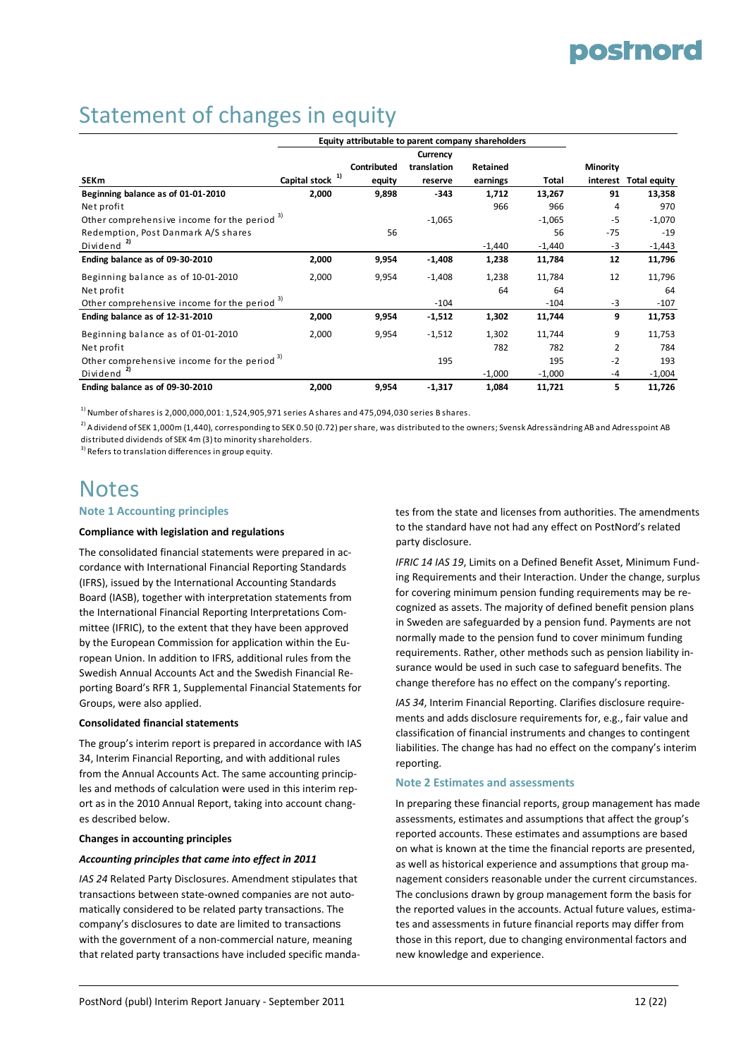# Statement of changes in equity

| SEKm | Capital stock [1] | Contributed equity | Currency translation reserve | Retained earnings | Total | Minority interest | Total equity |
|---|---|---|---|---|---|---|---|
| | Equity attributable to parent company shareholders | | | | | | |
| **Beginning balance as of 01-01-2010** | **2,000** | **9,898** | **-343** | **1,712** | **13,267** | **91** | **13,358** |
| Net profit | | | | 966 | 966 | 4 | 970 |
| Other comprehensive income for the period [3] | | | -1,065 | | -1,065 | -5 | -1,070 |
| Redemption, Post Danmark A/S shares | | 56 | | | 56 | -75 | -19 |
| Dividend [2] | | | | -1,440 | -1,440 | -3 | -1,443 |
| **Ending balance as of 09-30-2010** | **2,000** | **9,954** | **-1,408** | **1,238** | **11,784** | **12** | **11,796** |
| Beginning balance as of 10-01-2010 | 2,000 | 9,954 | -1,408 | 1,238 | 11,784 | 12 | 11,796 |
| Net profit | | | | 64 | 64 | | 64 |
| Other comprehensive income for the period [3] | | | -104 | | -104 | -3 | -107 |
| **Ending balance as of 12-31-2010** | **2,000** | **9,954** | **-1,512** | **1,302** | **11,744** | **9** | **11,753** |
| Beginning balance as of 01-01-2010 | 2,000 | 9,954 | -1,512 | 1,302 | 11,744 | 9 | 11,753 |
| Net profit | | | | 782 | 782 | 2 | 784 |
| Other comprehensive income for the period [3] | | | 195 | | 195 | -2 | 193 |
| Dividend [2] | | | | -1,000 | -1,000 | -4 | -1,004 |
| **Ending balance as of 09-30-2010** | **2,000** | **9,954** | **-1,317** | **1,084** | **11,721** | **5** | **11,726** |

[1] Number of shares is 2,000,000,001: 1,524,905,971 series A shares and 475,094,030 series B shares.

[2] A dividend of SEK 1,000m (1,440), corresponding to SEK 0.50 (0.72) per share, was distributed to the owners; Svensk Adressändring AB and Adresspoint AB distributed dividends of SEK 4m (3) to minority shareholders.

[3] Refers to translation differences in group equity.

# Notes

## Note 1 Accounting principles

**Compliance with legislation and regulations**

The consolidated financial statements were prepared in accordance with International Financial Reporting Standards (IFRS), issued by the International Accounting Standards Board (IASB), together with interpretation statements from the International Financial Reporting Interpretations Committee (IFRIC), to the extent that they have been approved by the European Commission for application within the European Union. In addition to IFRS, additional rules from the Swedish Annual Accounts Act and the Swedish Financial Reporting Board's RFR 1, Supplemental Financial Statements for Groups, were also applied.

**Consolidated financial statements**

The group's interim report is prepared in accordance with IAS 34, Interim Financial Reporting, and with additional rules from the Annual Accounts Act. The same accounting principles and methods of calculation were used in this interim report as in the 2010 Annual Report, taking into account changes described below.

**Changes in accounting principles**

***Accounting principles that came into effect in 2011***

*IAS 24* Related Party Disclosures. Amendment stipulates that transactions between state-owned companies are not automatically considered to be related party transactions. The company's disclosures to date are limited to transactions with the government of a non-commercial nature, meaning that related party transactions have included specific mandates from the state and licenses from authorities. The amendments to the standard have not had any effect on PostNord's related party disclosure.

*IFRIC 14 IAS 19*, Limits on a Defined Benefit Asset, Minimum Funding Requirements and their Interaction. Under the change, surplus for covering minimum pension funding requirements may be recognized as assets. The majority of defined benefit pension plans in Sweden are safeguarded by a pension fund. Payments are not normally made to the pension fund to cover minimum funding requirements. Rather, other methods such as pension liability insurance would be used in such case to safeguard benefits. The change therefore has no effect on the company's reporting.

*IAS 34*, Interim Financial Reporting. Clarifies disclosure requirements and adds disclosure requirements for, e.g., fair value and classification of financial instruments and changes to contingent liabilities. The change has had no effect on the company's interim reporting.

## Note 2 Estimates and assessments

In preparing these financial reports, group management has made assessments, estimates and assumptions that affect the group's reported accounts. These estimates and assumptions are based on what is known at the time the financial reports are presented, as well as historical experience and assumptions that group management considers reasonable under the current circumstances. The conclusions drawn by group management form the basis for the reported values in the accounts. Actual future values, estimates and assessments in future financial reports may differ from those in this report, due to changing environmental factors and new knowledge and experience.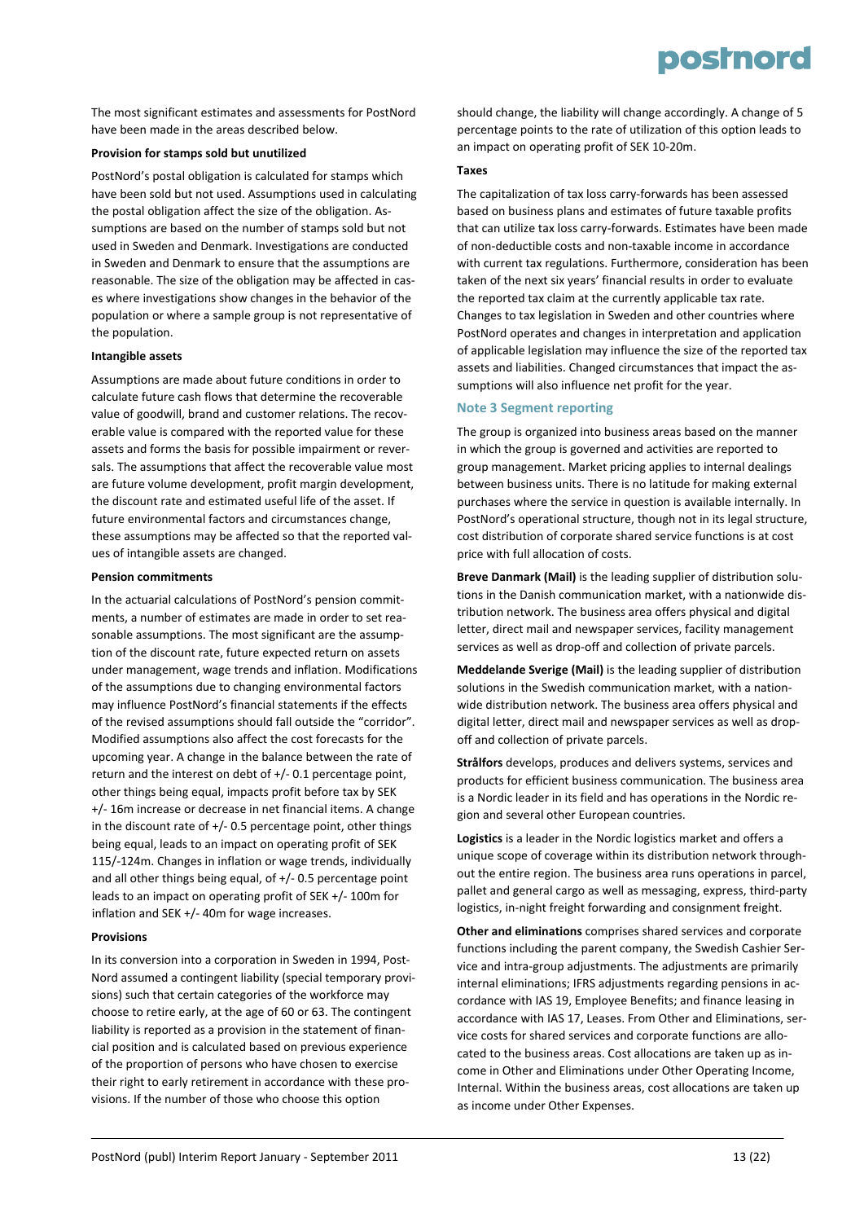The most significant estimates and assessments for PostNord have been made in the areas described below.

**Provision for stamps sold but unutilized**

PostNord's postal obligation is calculated for stamps which have been sold but not used. Assumptions used in calculating the postal obligation affect the size of the obligation. Assumptions are based on the number of stamps sold but not used in Sweden and Denmark. Investigations are conducted in Sweden and Denmark to ensure that the assumptions are reasonable. The size of the obligation may be affected in cases where investigations show changes in the behavior of the population or where a sample group is not representative of the population.

**Intangible assets**

Assumptions are made about future conditions in order to calculate future cash flows that determine the recoverable value of goodwill, brand and customer relations. The recoverable value is compared with the reported value for these assets and forms the basis for possible impairment or reversals. The assumptions that affect the recoverable value most are future volume development, profit margin development, the discount rate and estimated useful life of the asset. If future environmental factors and circumstances change, these assumptions may be affected so that the reported values of intangible assets are changed.

**Pension commitments**

In the actuarial calculations of PostNord's pension commitments, a number of estimates are made in order to set reasonable assumptions. The most significant are the assumption of the discount rate, future expected return on assets under management, wage trends and inflation. Modifications of the assumptions due to changing environmental factors may influence PostNord's financial statements if the effects of the revised assumptions should fall outside the "corridor". Modified assumptions also affect the cost forecasts for the upcoming year. A change in the balance between the rate of return and the interest on debt of +/- 0.1 percentage point, other things being equal, impacts profit before tax by SEK +/- 16m increase or decrease in net financial items. A change in the discount rate of +/- 0.5 percentage point, other things being equal, leads to an impact on operating profit of SEK 115/-124m. Changes in inflation or wage trends, individually and all other things being equal, of +/- 0.5 percentage point leads to an impact on operating profit of SEK +/- 100m for inflation and SEK +/- 40m for wage increases.

**Provisions**

In its conversion into a corporation in Sweden in 1994, PostNord assumed a contingent liability (special temporary provisions) such that certain categories of the workforce may choose to retire early, at the age of 60 or 63. The contingent liability is reported as a provision in the statement of financial position and is calculated based on previous experience of the proportion of persons who have chosen to exercise their right to early retirement in accordance with these provisions. If the number of those who choose this option should change, the liability will change accordingly. A change of 5 percentage points to the rate of utilization of this option leads to an impact on operating profit of SEK 10-20m.

**Taxes**

The capitalization of tax loss carry-forwards has been assessed based on business plans and estimates of future taxable profits that can utilize tax loss carry-forwards. Estimates have been made of non-deductible costs and non-taxable income in accordance with current tax regulations. Furthermore, consideration has been taken of the next six years' financial results in order to evaluate the reported tax claim at the currently applicable tax rate. Changes to tax legislation in Sweden and other countries where PostNord operates and changes in interpretation and application of applicable legislation may influence the size of the reported tax assets and liabilities. Changed circumstances that impact the assumptions will also influence net profit for the year.

## Note 3 Segment reporting

The group is organized into business areas based on the manner in which the group is governed and activities are reported to group management. Market pricing applies to internal dealings between business units. There is no latitude for making external purchases where the service in question is available internally. In PostNord's operational structure, though not in its legal structure, cost distribution of corporate shared service functions is at cost price with full allocation of costs.

**Breve Danmark (Mail)** is the leading supplier of distribution solutions in the Danish communication market, with a nationwide distribution network. The business area offers physical and digital letter, direct mail and newspaper services, facility management services as well as drop-off and collection of private parcels.

**Meddelande Sverige (Mail)** is the leading supplier of distribution solutions in the Swedish communication market, with a nationwide distribution network. The business area offers physical and digital letter, direct mail and newspaper services as well as drop-off and collection of private parcels.

**Strålfors** develops, produces and delivers systems, services and products for efficient business communication. The business area is a Nordic leader in its field and has operations in the Nordic region and several other European countries.

**Logistics** is a leader in the Nordic logistics market and offers a unique scope of coverage within its distribution network throughout the entire region. The business area runs operations in parcel, pallet and general cargo as well as messaging, express, third-party logistics, in-night freight forwarding and consignment freight.

**Other and eliminations** comprises shared services and corporate functions including the parent company, the Swedish Cashier Service and intra-group adjustments. The adjustments are primarily internal eliminations; IFRS adjustments regarding pensions in accordance with IAS 19, Employee Benefits; and finance leasing in accordance with IAS 17, Leases. From Other and Eliminations, service costs for shared services and corporate functions are allocated to the business areas. Cost allocations are taken up as income in Other and Eliminations under Other Operating Income, Internal. Within the business areas, cost allocations are taken up as income under Other Expenses.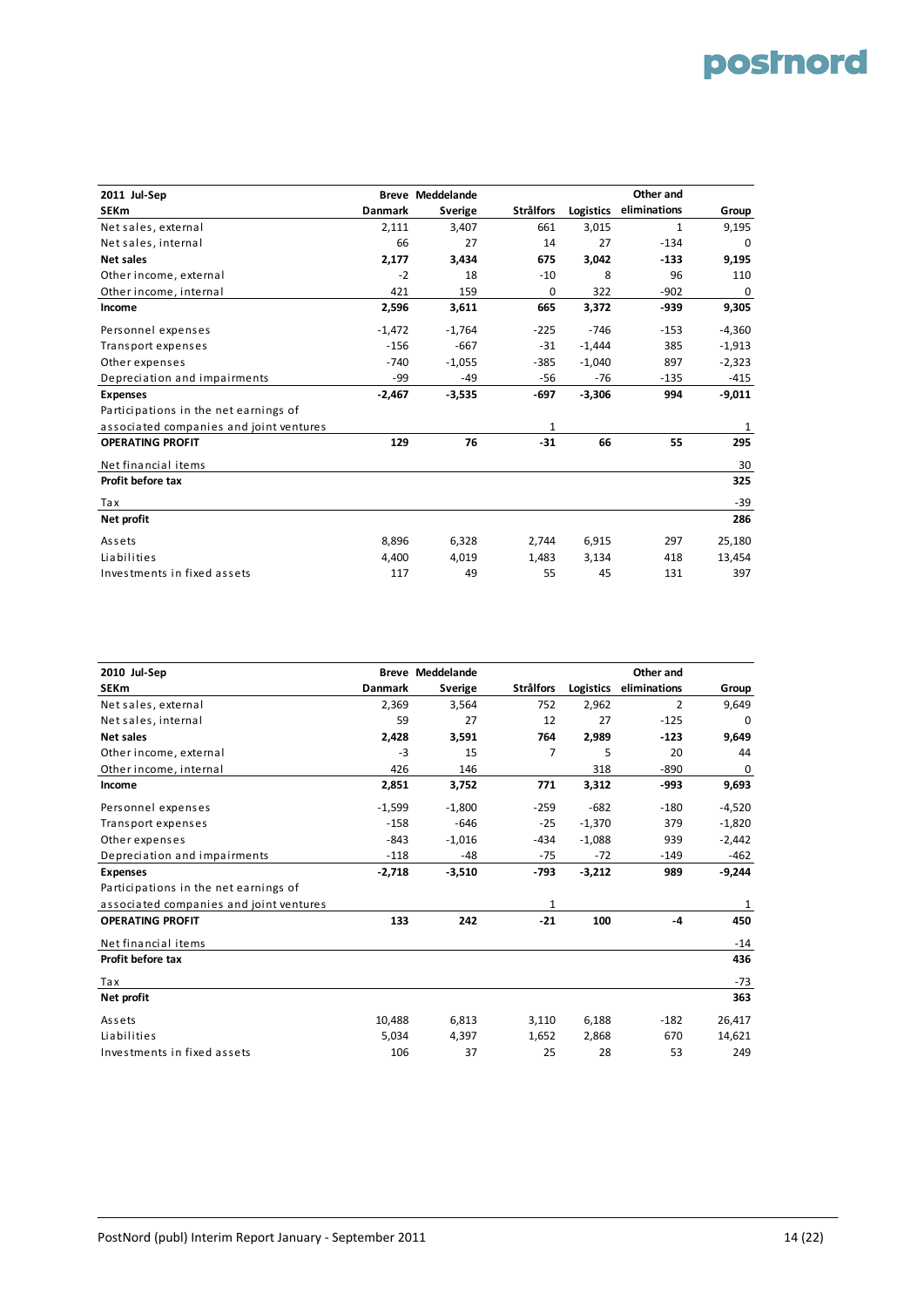| 2011 Jul-Sep | Breve | Meddelande | | | Other and | |
|---|---|---|---|---|---|---|
| SEKm | Danmark | Sverige | Strålfors | Logistics | eliminations | Group |
| Net sales, external | 2,111 | 3,407 | 661 | 3,015 | 1 | 9,195 |
| Net sales, internal | 66 | 27 | 14 | 27 | -134 | 0 |
| **Net sales** | **2,177** | **3,434** | **675** | **3,042** | **-133** | **9,195** |
| Other income, external | -2 | 18 | -10 | 8 | 96 | 110 |
| Other income, internal | 421 | 159 | 0 | 322 | -902 | 0 |
| **Income** | **2,596** | **3,611** | **665** | **3,372** | **-939** | **9,305** |
| Personnel expenses | -1,472 | -1,764 | -225 | -746 | -153 | -4,360 |
| Transport expenses | -156 | -667 | -31 | -1,444 | 385 | -1,913 |
| Other expenses | -740 | -1,055 | -385 | -1,040 | 897 | -2,323 |
| Depreciation and impairments | -99 | -49 | -56 | -76 | -135 | -415 |
| **Expenses** | **-2,467** | **-3,535** | **-697** | **-3,306** | **994** | **-9,011** |
| Participations in the net earnings of associated companies and joint ventures | | | 1 | | | 1 |
| **OPERATING PROFIT** | **129** | **76** | **-31** | **66** | **55** | **295** |
| Net financial items | | | | | | 30 |
| **Profit before tax** | | | | | | **325** |
| Tax | | | | | | -39 |
| **Net profit** | | | | | | **286** |
| Assets | 8,896 | 6,328 | 2,744 | 6,915 | 297 | 25,180 |
| Liabilities | 4,400 | 4,019 | 1,483 | 3,134 | 418 | 13,454 |
| Investments in fixed assets | 117 | 49 | 55 | 45 | 131 | 397 |

| 2010 Jul-Sep | Breve | Meddelande | | | Other and | |
|---|---|---|---|---|---|---|
| SEKm | Danmark | Sverige | Strålfors | Logistics | eliminations | Group |
| Net sales, external | 2,369 | 3,564 | 752 | 2,962 | 2 | 9,649 |
| Net sales, internal | 59 | 27 | 12 | 27 | -125 | 0 |
| **Net sales** | **2,428** | **3,591** | **764** | **2,989** | **-123** | **9,649** |
| Other income, external | -3 | 15 | 7 | 5 | 20 | 44 |
| Other income, internal | 426 | 146 | | 318 | -890 | 0 |
| **Income** | **2,851** | **3,752** | **771** | **3,312** | **-993** | **9,693** |
| Personnel expenses | -1,599 | -1,800 | -259 | -682 | -180 | -4,520 |
| Transport expenses | -158 | -646 | -25 | -1,370 | 379 | -1,820 |
| Other expenses | -843 | -1,016 | -434 | -1,088 | 939 | -2,442 |
| Depreciation and impairments | -118 | -48 | -75 | -72 | -149 | -462 |
| **Expenses** | **-2,718** | **-3,510** | **-793** | **-3,212** | **989** | **-9,244** |
| Participations in the net earnings of associated companies and joint ventures | | | 1 | | | 1 |
| **OPERATING PROFIT** | **133** | **242** | **-21** | **100** | **-4** | **450** |
| Net financial items | | | | | | -14 |
| **Profit before tax** | | | | | | **436** |
| Tax | | | | | | -73 |
| **Net profit** | | | | | | **363** |
| Assets | 10,488 | 6,813 | 3,110 | 6,188 | -182 | 26,417 |
| Liabilities | 5,034 | 4,397 | 1,652 | 2,868 | 670 | 14,621 |
| Investments in fixed assets | 106 | 37 | 25 | 28 | 53 | 249 |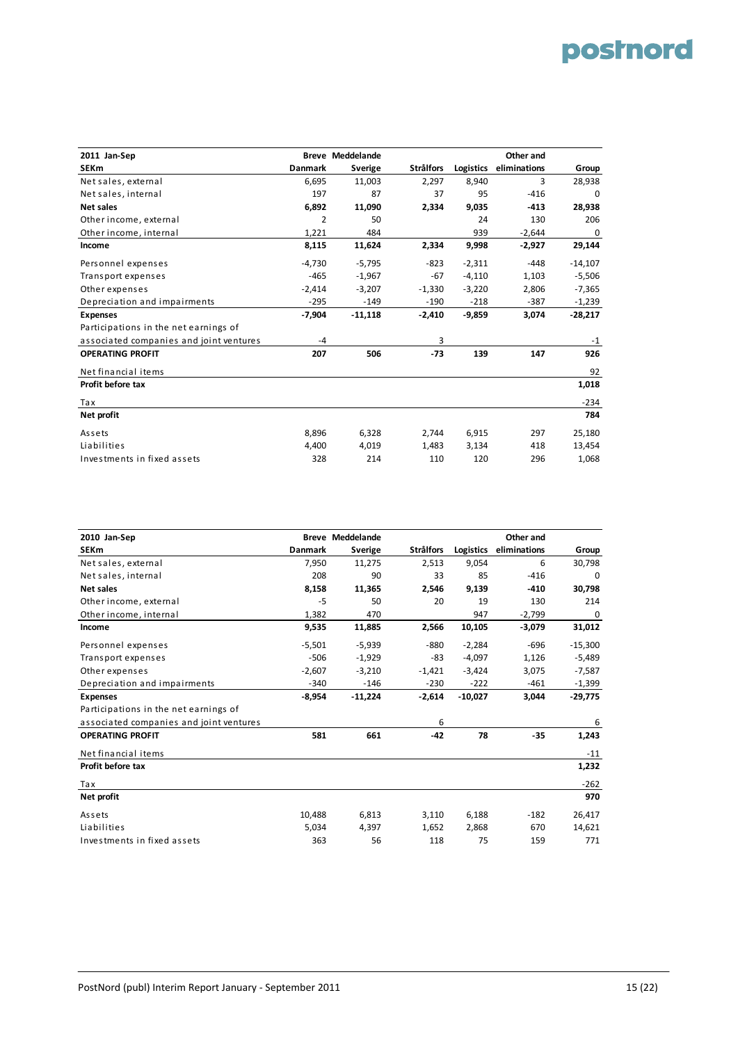| 2011 Jan-Sep | Breve | Meddelande | | | Other and | |
|---|---|---|---|---|---|---|
| SEKm | Danmark | Sverige | Strålfors | Logistics | eliminations | Group |
| Net sales, external | 6,695 | 11,003 | 2,297 | 8,940 | 3 | 28,938 |
| Net sales, internal | 197 | 87 | 37 | 95 | -416 | 0 |
| **Net sales** | **6,892** | **11,090** | **2,334** | **9,035** | **-413** | **28,938** |
| Other income, external | 2 | 50 | | 24 | 130 | 206 |
| Other income, internal | 1,221 | 484 | | 939 | -2,644 | 0 |
| **Income** | **8,115** | **11,624** | **2,334** | **9,998** | **-2,927** | **29,144** |
| Personnel expenses | -4,730 | -5,795 | -823 | -2,311 | -448 | -14,107 |
| Transport expenses | -465 | -1,967 | -67 | -4,110 | 1,103 | -5,506 |
| Other expenses | -2,414 | -3,207 | -1,330 | -3,220 | 2,806 | -7,365 |
| Depreciation and impairments | -295 | -149 | -190 | -218 | -387 | -1,239 |
| **Expenses** | **-7,904** | **-11,118** | **-2,410** | **-9,859** | **3,074** | **-28,217** |
| Participations in the net earnings of associated companies and joint ventures | -4 | | 3 | | | -1 |
| **OPERATING PROFIT** | **207** | **506** | **-73** | **139** | **147** | **926** |
| Net financial items | | | | | | 92 |
| **Profit before tax** | | | | | | **1,018** |
| Tax | | | | | | -234 |
| **Net profit** | | | | | | **784** |
| Assets | 8,896 | 6,328 | 2,744 | 6,915 | 297 | 25,180 |
| Liabilities | 4,400 | 4,019 | 1,483 | 3,134 | 418 | 13,454 |
| Investments in fixed assets | 328 | 214 | 110 | 120 | 296 | 1,068 |

| 2010 Jan-Sep | Breve | Meddelande | | | Other and | |
|---|---|---|---|---|---|---|
| SEKm | Danmark | Sverige | Strålfors | Logistics | eliminations | Group |
| Net sales, external | 7,950 | 11,275 | 2,513 | 9,054 | 6 | 30,798 |
| Net sales, internal | 208 | 90 | 33 | 85 | -416 | 0 |
| **Net sales** | **8,158** | **11,365** | **2,546** | **9,139** | **-410** | **30,798** |
| Other income, external | -5 | 50 | 20 | 19 | 130 | 214 |
| Other income, internal | 1,382 | 470 | | 947 | -2,799 | 0 |
| **Income** | **9,535** | **11,885** | **2,566** | **10,105** | **-3,079** | **31,012** |
| Personnel expenses | -5,501 | -5,939 | -880 | -2,284 | -696 | -15,300 |
| Transport expenses | -506 | -1,929 | -83 | -4,097 | 1,126 | -5,489 |
| Other expenses | -2,607 | -3,210 | -1,421 | -3,424 | 3,075 | -7,587 |
| Depreciation and impairments | -340 | -146 | -230 | -222 | -461 | -1,399 |
| **Expenses** | **-8,954** | **-11,224** | **-2,614** | **-10,027** | **3,044** | **-29,775** |
| Participations in the net earnings of associated companies and joint ventures | | | 6 | | | 6 |
| **OPERATING PROFIT** | **581** | **661** | **-42** | **78** | **-35** | **1,243** |
| Net financial items | | | | | | -11 |
| **Profit before tax** | | | | | | **1,232** |
| Tax | | | | | | -262 |
| **Net profit** | | | | | | **970** |
| Assets | 10,488 | 6,813 | 3,110 | 6,188 | -182 | 26,417 |
| Liabilities | 5,034 | 4,397 | 1,652 | 2,868 | 670 | 14,621 |
| Investments in fixed assets | 363 | 56 | 118 | 75 | 159 | 771 |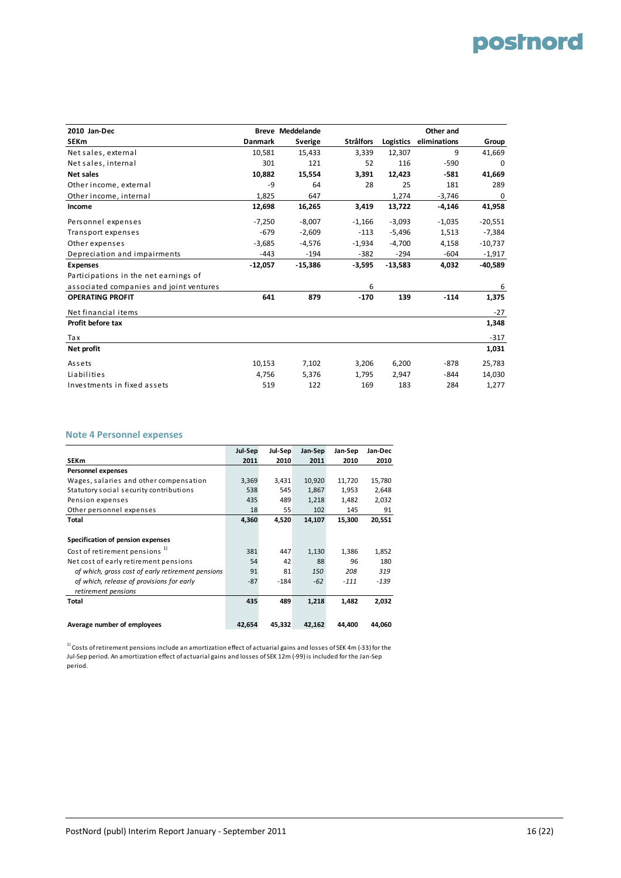| 2010 Jan-Dec | Breve | Meddelande | | | Other and | |
|---|---|---|---|---|---|---|
| SEKm | Danmark | Sverige | Strålfors | Logistics | eliminations | Group |
| Net sales, external | 10,581 | 15,433 | 3,339 | 12,307 | 9 | 41,669 |
| Net sales, internal | 301 | 121 | 52 | 116 | -590 | 0 |
| **Net sales** | **10,882** | **15,554** | **3,391** | **12,423** | **-581** | **41,669** |
| Other income, external | -9 | 64 | 28 | 25 | 181 | 289 |
| Other income, internal | 1,825 | 647 | | 1,274 | -3,746 | 0 |
| **Income** | **12,698** | **16,265** | **3,419** | **13,722** | **-4,146** | **41,958** |
| Personnel expenses | -7,250 | -8,007 | -1,166 | -3,093 | -1,035 | -20,551 |
| Transport expenses | -679 | -2,609 | -113 | -5,496 | 1,513 | -7,384 |
| Other expenses | -3,685 | -4,576 | -1,934 | -4,700 | 4,158 | -10,737 |
| Depreciation and impairments | -443 | -194 | -382 | -294 | -604 | -1,917 |
| **Expenses** | **-12,057** | **-15,386** | **-3,595** | **-13,583** | **4,032** | **-40,589** |
| Participations in the net earnings of associated companies and joint ventures | | | 6 | | | 6 |
| **OPERATING PROFIT** | **641** | **879** | **-170** | **139** | **-114** | **1,375** |
| Net financial items | | | | | | -27 |
| **Profit before tax** | | | | | | **1,348** |
| Tax | | | | | | -317 |
| **Net profit** | | | | | | **1,031** |
| Assets | 10,153 | 7,102 | 3,206 | 6,200 | -878 | 25,783 |
| Liabilities | 4,756 | 5,376 | 1,795 | 2,947 | -844 | 14,030 |
| Investments in fixed assets | 519 | 122 | 169 | 183 | 284 | 1,277 |

## Note 4 Personnel expenses

| SEKm | Jul-Sep 2011 | Jul-Sep 2010 | Jan-Sep 2011 | Jan-Sep 2010 | Jan-Dec 2010 |
|---|---|---|---|---|---|
| **Personnel expenses** | | | | | |
| Wages, salaries and other compensation | 3,369 | 3,431 | 10,920 | 11,720 | 15,780 |
| Statutory social security contributions | 538 | 545 | 1,867 | 1,953 | 2,648 |
| Pension expenses | 435 | 489 | 1,218 | 1,482 | 2,032 |
| Other personnel expenses | 18 | 55 | 102 | 145 | 91 |
| **Total** | **4,360** | **4,520** | **14,107** | **15,300** | **20,551** |
| | | | | | |
| **Specification of pension expenses** | | | | | |
| Cost of retirement pensions [1)] | 381 | 447 | 1,130 | 1,386 | 1,852 |
| Net cost of early retirement pensions | 54 | 42 | 88 | 96 | 180 |
| *of which, gross cost of early retirement pensions* | *91* | *81* | *150* | *208* | *319* |
| *of which, release of provisions for early retirement pensions* | *-87* | *-184* | *-62* | *-111* | *-139* |
| **Total** | **435** | **489** | **1,218** | **1,482** | **2,032** |
| | | | | | |
| **Average number of employees** | **42,654** | **45,332** | **42,162** | **44,400** | **44,060** |

[1)] Costs of retirement pensions include an amortization effect of actuarial gains and losses of SEK 4m (-33) for the Jul-Sep period. An amortization effect of actuarial gains and losses of SEK 12m (-99) is included for the Jan-Sep period.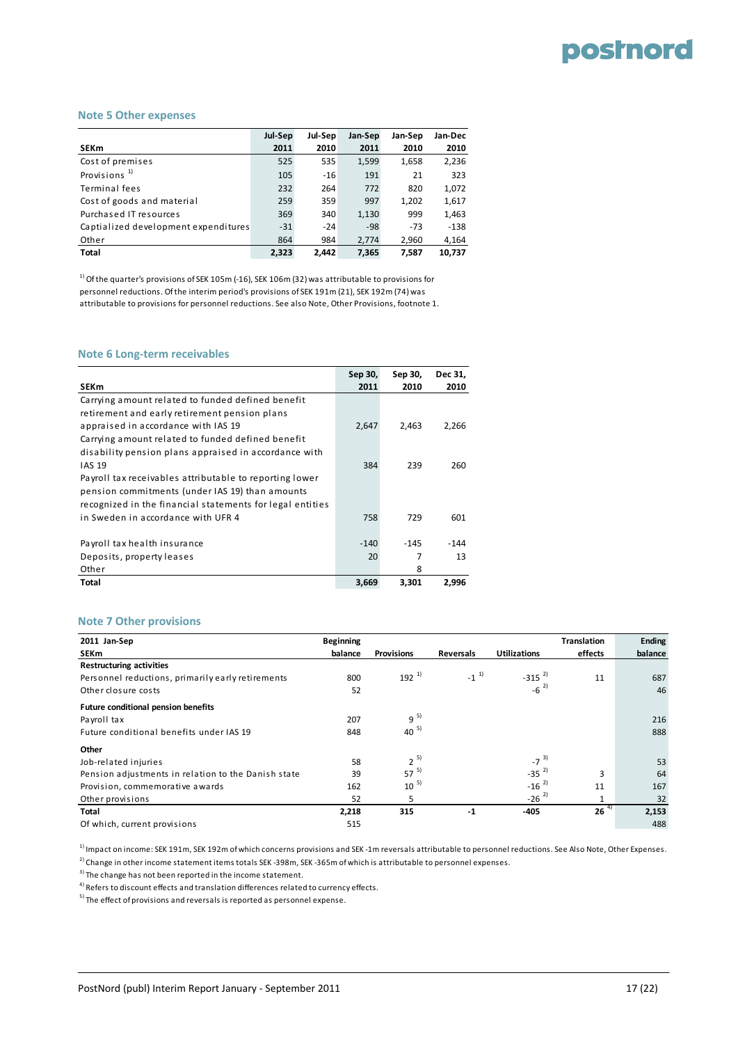## Note 5 Other expenses

| SEKm | Jul-Sep 2011 | Jul-Sep 2010 | Jan-Sep 2011 | Jan-Sep 2010 | Jan-Dec 2010 |
|---|---|---|---|---|---|
| Cost of premises | 525 | 535 | 1,599 | 1,658 | 2,236 |
| Provisions [1] | 105 | -16 | 191 | 21 | 323 |
| Terminal fees | 232 | 264 | 772 | 820 | 1,072 |
| Cost of goods and material | 259 | 359 | 997 | 1,202 | 1,617 |
| Purchased IT resources | 369 | 340 | 1,130 | 999 | 1,463 |
| Captialized development expenditures | -31 | -24 | -98 | -73 | -138 |
| Other | 864 | 984 | 2,774 | 2,960 | 4,164 |
| **Total** | **2,323** | **2,442** | **7,365** | **7,587** | **10,737** |

[1] Of the quarter's provisions of SEK 105m (-16), SEK 106m (32) was attributable to provisions for personnel reductions. Of the interim period's provisions of SEK 191m (21), SEK 192m (74) was attributable to provisions for personnel reductions. See also Note, Other Provisions, footnote 1.

## Note 6 Long-term receivables

| SEKm | Sep 30, 2011 | Sep 30, 2010 | Dec 31, 2010 |
|---|---|---|---|
| Carrying amount related to funded defined benefit retirement and early retirement pension plans appraised in accordance with IAS 19 | 2,647 | 2,463 | 2,266 |
| Carrying amount related to funded defined benefit disability pension plans appraised in accordance with IAS 19 | 384 | 239 | 260 |
| Payroll tax receivables attributable to reporting lower pension commitments (under IAS 19) than amounts recognized in the financial statements for legal entities in Sweden in accordance with UFR 4 | 758 | 729 | 601 |
| Payroll tax health insurance | -140 | -145 | -144 |
| Deposits, property leases | 20 | 7 | 13 |
| Other | | 8 | |
| **Total** | **3,669** | **3,301** | **2,996** |

## Note 7 Other provisions

| 2011 Jan-Sep SEKm | Beginning balance | Provisions | Reversals | Utilizations | Translation effects | Ending balance |
|---|---|---|---|---|---|---|
| **Restructuring activities** | | | | | | |
| Personnel reductions, primarily early retirements | 800 | 192 [1] | -1 [1] | -315 [2] | 11 | 687 |
| Other closure costs | 52 | | | -6 [2] | | 46 |
| **Future conditional pension benefits** | | | | | | |
| Payroll tax | 207 | 9 [5] | | | | 216 |
| Future conditional benefits under IAS 19 | 848 | 40 [5] | | | | 888 |
| **Other** | | | | | | |
| Job-related injuries | 58 | 2 [5] | | -7 [3] | | 53 |
| Pension adjustments in relation to the Danish state | 39 | 57 [5] | | -35 [2] | 3 | 64 |
| Provision, commemorative awards | 162 | 10 [5] | | -16 [2] | 11 | 167 |
| Other provisions | 52 | 5 | | -26 [2] | 1 | 32 |
| **Total** | **2,218** | **315** | **-1** | **-405** | **26** [4] | **2,153** |
| Of which, current provisions | 515 | | | | | 488 |

[1] Impact on income: SEK 191m, SEK 192m of which concerns provisions and SEK -1m reversals attributable to personnel reductions. See Also Note, Other Expenses.

[2] Change in other income statement items totals SEK -398m, SEK -365m of which is attributable to personnel expenses.

[3] The change has not been reported in the income statement.

[4] Refers to discount effects and translation differences related to currency effects.

[5] The effect of provisions and reversals is reported as personnel expense.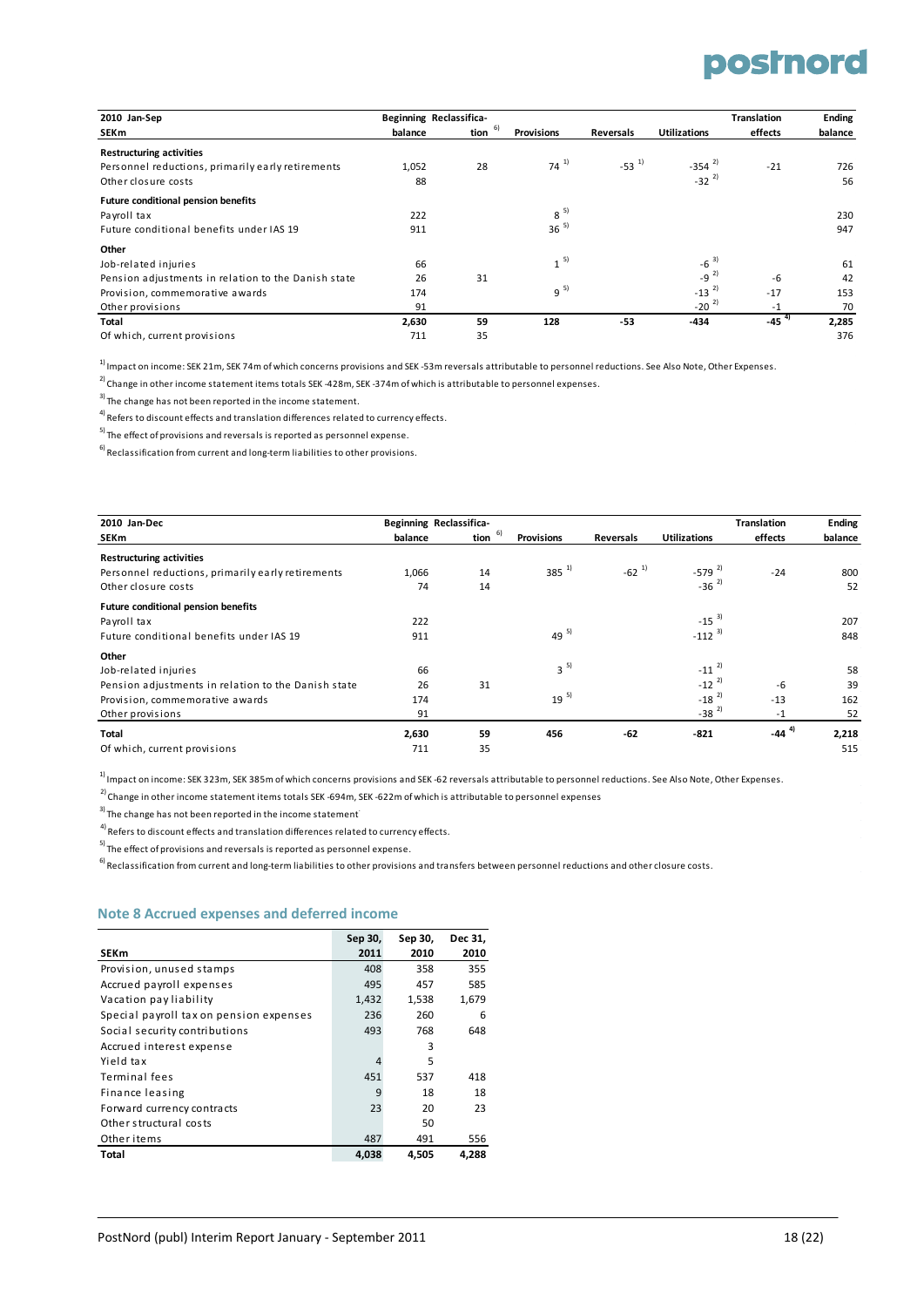| 2010 Jan-Sep SEKm | Beginning balance | Reclassification [6] | Provisions | Reversals | Utilizations | Translation effects | Ending balance |
|---|---|---|---|---|---|---|---|
| **Restructuring activities** | | | | | | | |
| Personnel reductions, primarily early retirements | 1,052 | 28 | 74 [1] | -53 [1] | -354 [2] | -21 | 726 |
| Other closure costs | 88 | | | | -32 [2] | | 56 |
| **Future conditional pension benefits** | | | | | | | |
| Payroll tax | 222 | | 8 [5] | | | | 230 |
| Future conditional benefits under IAS 19 | 911 | | 36 [5] | | | | 947 |
| **Other** | | | | | | | |
| Job-related injuries | 66 | | 1 [5] | | -6 [3] | | 61 |
| Pension adjustments in relation to the Danish state | 26 | 31 | | | -9 [2] | -6 | 42 |
| Provision, commemorative awards | 174 | | 9 [5] | | -13 [2] | -17 | 153 |
| Other provisions | 91 | | | | -20 [2] | -1 | 70 |
| **Total** | **2,630** | **59** | **128** | **-53** | **-434** | **-45** [4] | **2,285** |
| Of which, current provisions | 711 | 35 | | | | | 376 |

[1] Impact on income: SEK 21m, SEK 74m of which concerns provisions and SEK -53m reversals attributable to personnel reductions. See Also Note, Other Expenses.

[2] Change in other income statement items totals SEK -428m, SEK -374m of which is attributable to personnel expenses.

[3] The change has not been reported in the income statement.

[4] Refers to discount effects and translation differences related to currency effects.

[5] The effect of provisions and reversals is reported as personnel expense.

[6] Reclassification from current and long-term liabilities to other provisions.

| 2010 Jan-Dec SEKm | Beginning balance | Reclassification [6] | Provisions | Reversals | Utilizations | Translation effects | Ending balance |
|---|---|---|---|---|---|---|---|
| **Restructuring activities** | | | | | | | |
| Personnel reductions, primarily early retirements | 1,066 | 14 | 385 [1] | -62 [1] | -579 [2] | -24 | 800 |
| Other closure costs | 74 | 14 | | | -36 [2] | | 52 |
| **Future conditional pension benefits** | | | | | | | |
| Payroll tax | 222 | | | | -15 [3] | | 207 |
| Future conditional benefits under IAS 19 | 911 | | 49 [5] | | -112 [3] | | 848 |
| **Other** | | | | | | | |
| Job-related injuries | 66 | | 3 [5] | | -11 [2] | | 58 |
| Pension adjustments in relation to the Danish state | 26 | 31 | | | -12 [2] | -6 | 39 |
| Provision, commemorative awards | 174 | | 19 [5] | | -18 [2] | -13 | 162 |
| Other provisions | 91 | | | | -38 [2] | -1 | 52 |
| **Total** | **2,630** | **59** | **456** | **-62** | **-821** | **-44** [4] | **2,218** |
| Of which, current provisions | 711 | 35 | | | | | 515 |

[1] Impact on income: SEK 323m, SEK 385m of which concerns provisions and SEK -62 reversals attributable to personnel reductions. See Also Note, Other Expenses.

[2] Change in other income statement items totals SEK -694m, SEK -622m of which is attributable to personnel expenses

[3] The change has not been reported in the income statement

[4] Refers to discount effects and translation differences related to currency effects.

[5] The effect of provisions and reversals is reported as personnel expense.

[6] Reclassification from current and long-term liabilities to other provisions and transfers between personnel reductions and other closure costs.

## Note 8 Accrued expenses and deferred income

| SEKm | Sep 30, 2011 | Sep 30, 2010 | Dec 31, 2010 |
|---|---|---|---|
| Provision, unused stamps | 408 | 358 | 355 |
| Accrued payroll expenses | 495 | 457 | 585 |
| Vacation pay liability | 1,432 | 1,538 | 1,679 |
| Special payroll tax on pension expenses | 236 | 260 | 6 |
| Social security contributions | 493 | 768 | 648 |
| Accrued interest expense | | 3 | |
| Yield tax | 4 | 5 | |
| Terminal fees | 451 | 537 | 418 |
| Finance leasing | 9 | 18 | 18 |
| Forward currency contracts | 23 | 20 | 23 |
| Other structural costs | | 50 | |
| Other items | 487 | 491 | 556 |
| **Total** | **4,038** | **4,505** | **4,288** |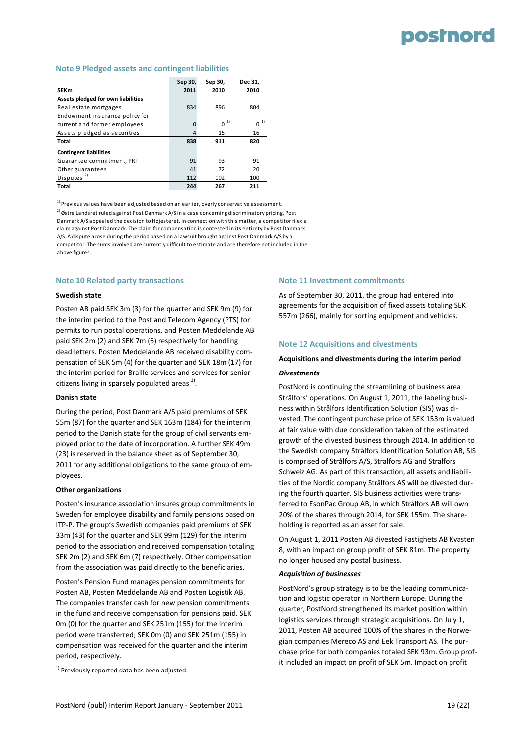## Note 9 Pledged assets and contingent liabilities

| SEKm | Sep 30, 2011 | Sep 30, 2010 | Dec 31, 2010 |
|---|---|---|---|
| **Assets pledged for own liabilities** | | | |
| Real estate mortgages | 834 | 896 | 804 |
| Endowment insurance policy for current and former employees | 0 | 0 [1] | 0 [1] |
| Assets pledged as securities | 4 | 15 | 16 |
| **Total** | **838** | **911** | **820** |
| **Contingent liabilities** | | | |
| Guarantee commitment, PRI | 91 | 93 | 91 |
| Other guarantees | 41 | 72 | 20 |
| Disputes [2] | 112 | 102 | 100 |
| **Total** | **244** | **267** | **211** |

[1] Previous values have been adjusted based on an earlier, overly conservative assessment.

[2] Østre Landsret ruled against Post Danmark A/S in a case concerning discriminatory pricing. Post Danmark A/S appealed the decision to Højesteret. In connection with this matter, a competitor filed a claim against Post Danmark. The claim for compensation is contested in its entirety by Post Danmark A/S. A dispute arose during the period based on a lawsuit brought against Post Danmark A/S by a competitor. The sums involved are currently difficult to estimate and are therefore not included in the above figures.

## Note 10 Related party transactions

**Swedish state**

Posten AB paid SEK 3m (3) for the quarter and SEK 9m (9) for the interim period to the Post and Telecom Agency (PTS) for permits to run postal operations, and Posten Meddelande AB paid SEK 2m (2) and SEK 7m (6) respectively for handling dead letters. Posten Meddelande AB received disability compensation of SEK 5m (4) for the quarter and SEK 18m (17) for the interim period for Braille services and services for senior citizens living in sparsely populated areas [1].

**Danish state**

During the period, Post Danmark A/S paid premiums of SEK 55m (87) for the quarter and SEK 163m (184) for the interim period to the Danish state for the group of civil servants employed prior to the date of incorporation. A further SEK 49m (23) is reserved in the balance sheet as of September 30, 2011 for any additional obligations to the same group of employees.

**Other organizations**

Posten's insurance association insures group commitments in Sweden for employee disability and family pensions based on ITP-P. The group's Swedish companies paid premiums of SEK 33m (43) for the quarter and SEK 99m (129) for the interim period to the association and received compensation totaling SEK 2m (2) and SEK 6m (7) respectively. Other compensation from the association was paid directly to the beneficiaries.

Posten's Pension Fund manages pension commitments for Posten AB, Posten Meddelande AB and Posten Logistik AB. The companies transfer cash for new pension commitments in the fund and receive compensation for pensions paid. SEK 0m (0) for the quarter and SEK 251m (155) for the interim period were transferred; SEK 0m (0) and SEK 251m (155) in compensation was received for the quarter and the interim period, respectively.

[1] Previously reported data has been adjusted.

## Note 11 Investment commitments

As of September 30, 2011, the group had entered into agreements for the acquisition of fixed assets totaling SEK 557m (266), mainly for sorting equipment and vehicles.

## Note 12 Acquisitions and divestments

**Acquisitions and divestments during the interim period**

***Divestments***

PostNord is continuing the streamlining of business area Strålfors' operations. On August 1, 2011, the labeling business within Strålfors Identification Solution (SIS) was divested. The contingent purchase price of SEK 153m is valued at fair value with due consideration taken of the estimated growth of the divested business through 2014. In addition to the Swedish company Strålfors Identification Solution AB, SIS is comprised of Strålfors A/S, Stralfors AG and Stralfors Schweiz AG. As part of this transaction, all assets and liabilities of the Nordic company Strålfors AS will be divested during the fourth quarter. SIS business activities were transferred to EsonPac Group AB, in which Strålfors AB will own 20% of the shares through 2014, for SEK 155m. The shareholding is reported as an asset for sale.

On August 1, 2011 Posten AB divested Fastighets AB Kvasten 8, with an impact on group profit of SEK 81m. The property no longer housed any postal business.

***Acquisition of businesses***

PostNord's group strategy is to be the leading communication and logistic operator in Northern Europe. During the quarter, PostNord strengthened its market position within logistics services through strategic acquisitions. On July 1, 2011, Posten AB acquired 100% of the shares in the Norwegian companies Mereco AS and Eek Transport AS. The purchase price for both companies totaled SEK 93m. Group profit included an impact on profit of SEK 5m. Impact on profit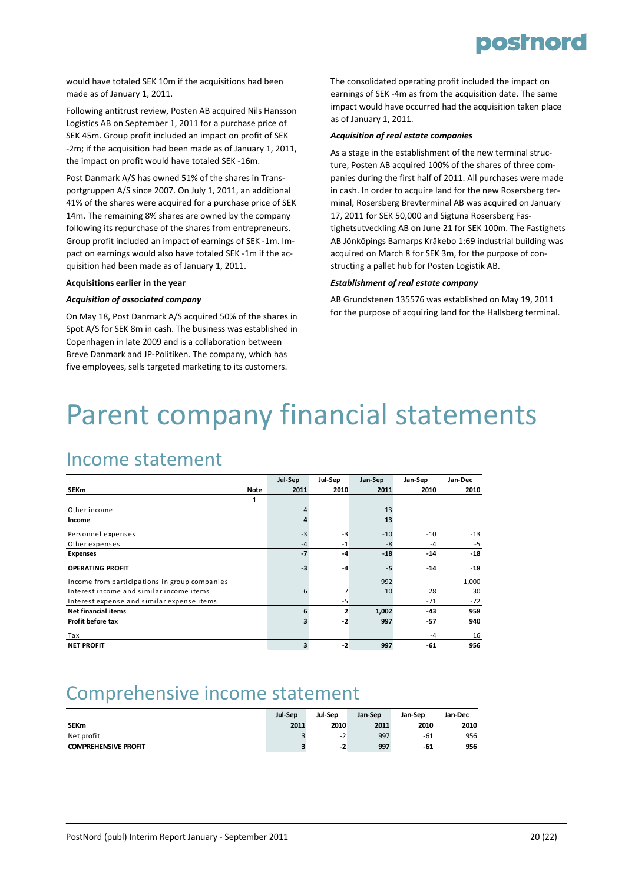would have totaled SEK 10m if the acquisitions had been made as of January 1, 2011.

Following antitrust review, Posten AB acquired Nils Hansson Logistics AB on September 1, 2011 for a purchase price of SEK 45m. Group profit included an impact on profit of SEK -2m; if the acquisition had been made as of January 1, 2011, the impact on profit would have totaled SEK -16m.

Post Danmark A/S has owned 51% of the shares in Transportgruppen A/S since 2007. On July 1, 2011, an additional 41% of the shares were acquired for a purchase price of SEK 14m. The remaining 8% shares are owned by the company following its repurchase of the shares from entrepreneurs. Group profit included an impact of earnings of SEK -1m. Impact on earnings would also have totaled SEK -1m if the acquisition had been made as of January 1, 2011.

**Acquisitions earlier in the year**

***Acquisition of associated company***

On May 18, Post Danmark A/S acquired 50% of the shares in Spot A/S for SEK 8m in cash. The business was established in Copenhagen in late 2009 and is a collaboration between Breve Danmark and JP-Politiken. The company, which has five employees, sells targeted marketing to its customers.

The consolidated operating profit included the impact on earnings of SEK -4m as from the acquisition date. The same impact would have occurred had the acquisition taken place as of January 1, 2011.

***Acquisition of real estate companies***

As a stage in the establishment of the new terminal structure, Posten AB acquired 100% of the shares of three companies during the first half of 2011. All purchases were made in cash. In order to acquire land for the new Rosersberg terminal, Rosersberg Brevterminal AB was acquired on January 17, 2011 for SEK 50,000 and Sigtuna Rosersberg Fastighetsutveckling AB on June 21 for SEK 100m. The Fastighets AB Jönköpings Barnarps Kråkebo 1:69 industrial building was acquired on March 8 for SEK 3m, for the purpose of constructing a pallet hub for Posten Logistik AB.

***Establishment of real estate company***

AB Grundstenen 135576 was established on May 19, 2011 for the purpose of acquiring land for the Hallsberg terminal.

# Parent company financial statements

## Income statement

| SEKm | Note | Jul-Sep 2011 | Jul-Sep 2010 | Jan-Sep 2011 | Jan-Sep 2010 | Jan-Dec 2010 |
|---|---|---|---|---|---|---|
| | 1 | | | | | |
| Other income | | 4 | | 13 | | |
| **Income** | | **4** | | **13** | | |
| Personnel expenses | | -3 | -3 | -10 | -10 | -13 |
| Other expenses | | -4 | -1 | -8 | -4 | -5 |
| **Expenses** | | **-7** | **-4** | **-18** | **-14** | **-18** |
| **OPERATING PROFIT** | | **-3** | **-4** | **-5** | **-14** | **-18** |
| Income from participations in group companies | | | | 992 | | 1,000 |
| Interest income and similar income items | | 6 | 7 | 10 | 28 | 30 |
| Interest expense and similar expense items | | | -5 | | -71 | -72 |
| **Net financial items** | | **6** | **2** | **1,002** | **-43** | **958** |
| **Profit before tax** | | **3** | **-2** | **997** | **-57** | **940** |
| Tax | | | | | -4 | 16 |
| **NET PROFIT** | | **3** | **-2** | **997** | **-61** | **956** |

## Comprehensive income statement

| SEKm | Jul-Sep 2011 | Jul-Sep 2010 | Jan-Sep 2011 | Jan-Sep 2010 | Jan-Dec 2010 |
|---|---|---|---|---|---|
| Net profit | 3 | -2 | 997 | -61 | 956 |
| **COMPREHENSIVE PROFIT** | **3** | **-2** | **997** | **-61** | **956** |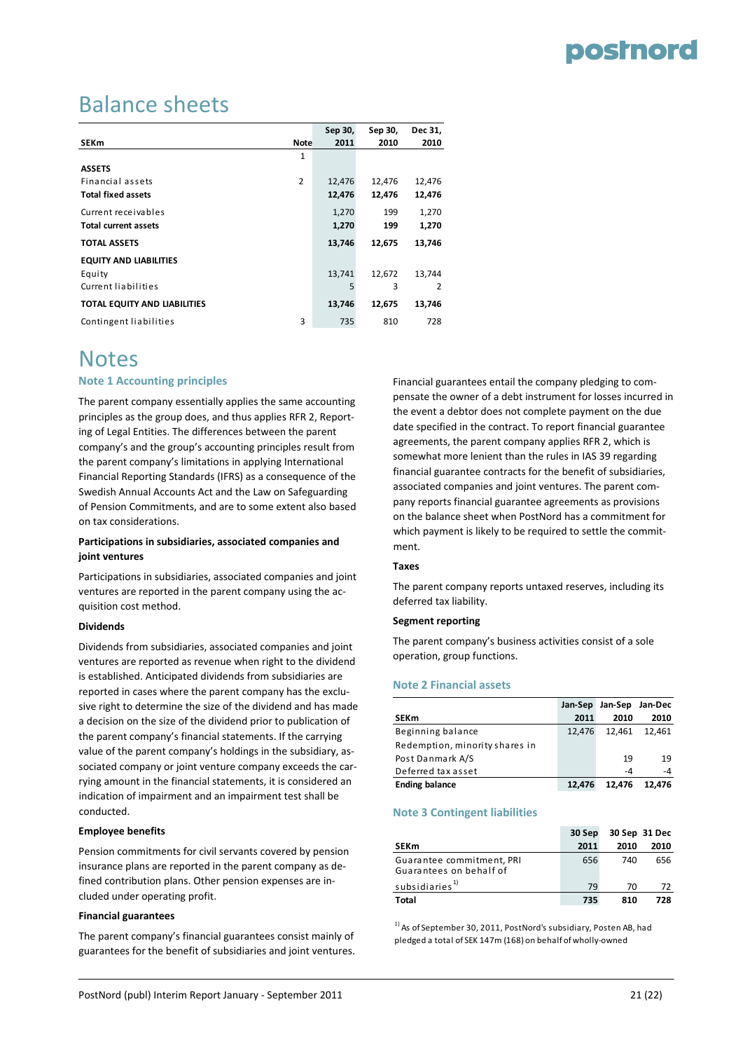# Balance sheets

| SEKm | Note | Sep 30, 2011 | Sep 30, 2010 | Dec 31, 2010 |
|---|---|---|---|---|
| | 1 | | | |
| **ASSETS** | | | | |
| Financial assets | 2 | 12,476 | 12,476 | 12,476 |
| **Total fixed assets** | | **12,476** | **12,476** | **12,476** |
| Current receivables | | 1,270 | 199 | 1,270 |
| **Total current assets** | | **1,270** | **199** | **1,270** |
| **TOTAL ASSETS** | | **13,746** | **12,675** | **13,746** |
| **EQUITY AND LIABILITIES** | | | | |
| Equity | | 13,741 | 12,672 | 13,744 |
| Current liabilities | | 5 | 3 | 2 |
| **TOTAL EQUITY AND LIABILITIES** | | **13,746** | **12,675** | **13,746** |
| Contingent liabilities | 3 | 735 | 810 | 728 |

# Notes

## Note 1 Accounting principles

The parent company essentially applies the same accounting principles as the group does, and thus applies RFR 2, Reporting of Legal Entities. The differences between the parent company's and the group's accounting principles result from the parent company's limitations in applying International Financial Reporting Standards (IFRS) as a consequence of the Swedish Annual Accounts Act and the Law on Safeguarding of Pension Commitments, and are to some extent also based on tax considerations.

**Participations in subsidiaries, associated companies and joint ventures**

Participations in subsidiaries, associated companies and joint ventures are reported in the parent company using the acquisition cost method.

**Dividends**

Dividends from subsidiaries, associated companies and joint ventures are reported as revenue when right to the dividend is established. Anticipated dividends from subsidiaries are reported in cases where the parent company has the exclusive right to determine the size of the dividend and has made a decision on the size of the dividend prior to publication of the parent company's financial statements. If the carrying value of the parent company's holdings in the subsidiary, associated company or joint venture company exceeds the carrying amount in the financial statements, it is considered an indication of impairment and an impairment test shall be conducted.

**Employee benefits**

Pension commitments for civil servants covered by pension insurance plans are reported in the parent company as defined contribution plans. Other pension expenses are included under operating profit.

**Financial guarantees**

The parent company's financial guarantees consist mainly of guarantees for the benefit of subsidiaries and joint ventures. Financial guarantees entail the company pledging to compensate the owner of a debt instrument for losses incurred in the event a debtor does not complete payment on the due date specified in the contract. To report financial guarantee agreements, the parent company applies RFR 2, which is somewhat more lenient than the rules in IAS 39 regarding financial guarantee contracts for the benefit of subsidiaries, associated companies and joint ventures. The parent company reports financial guarantee agreements as provisions on the balance sheet when PostNord has a commitment for which payment is likely to be required to settle the commitment.

**Taxes**

The parent company reports untaxed reserves, including its deferred tax liability.

**Segment reporting**

The parent company's business activities consist of a sole operation, group functions.

## Note 2 Financial assets

| SEKm | Jan-Sep 2011 | Jan-Sep 2010 | Jan-Dec 2010 |
|---|---|---|---|
| Beginning balance | 12,476 | 12,461 | 12,461 |
| Redemption, minority shares in Post Danmark A/S | | 19 | 19 |
| Deferred tax asset | | -4 | -4 |
| **Ending balance** | **12,476** | **12,476** | **12,476** |

## Note 3 Contingent liabilities

| SEKm | 30 Sep 2011 | 30 Sep 2010 | 31 Dec 2010 |
|---|---|---|---|
| Guarantee commitment, PRI | 656 | 740 | 656 |
| Guarantees on behalf of subsidiaries[1] | 79 | 70 | 72 |
| **Total** | **735** | **810** | **728** |

[1] As of September 30, 2011, PostNord's subsidiary, Posten AB, had pledged a total of SEK 147m (168) on behalf of wholly-owned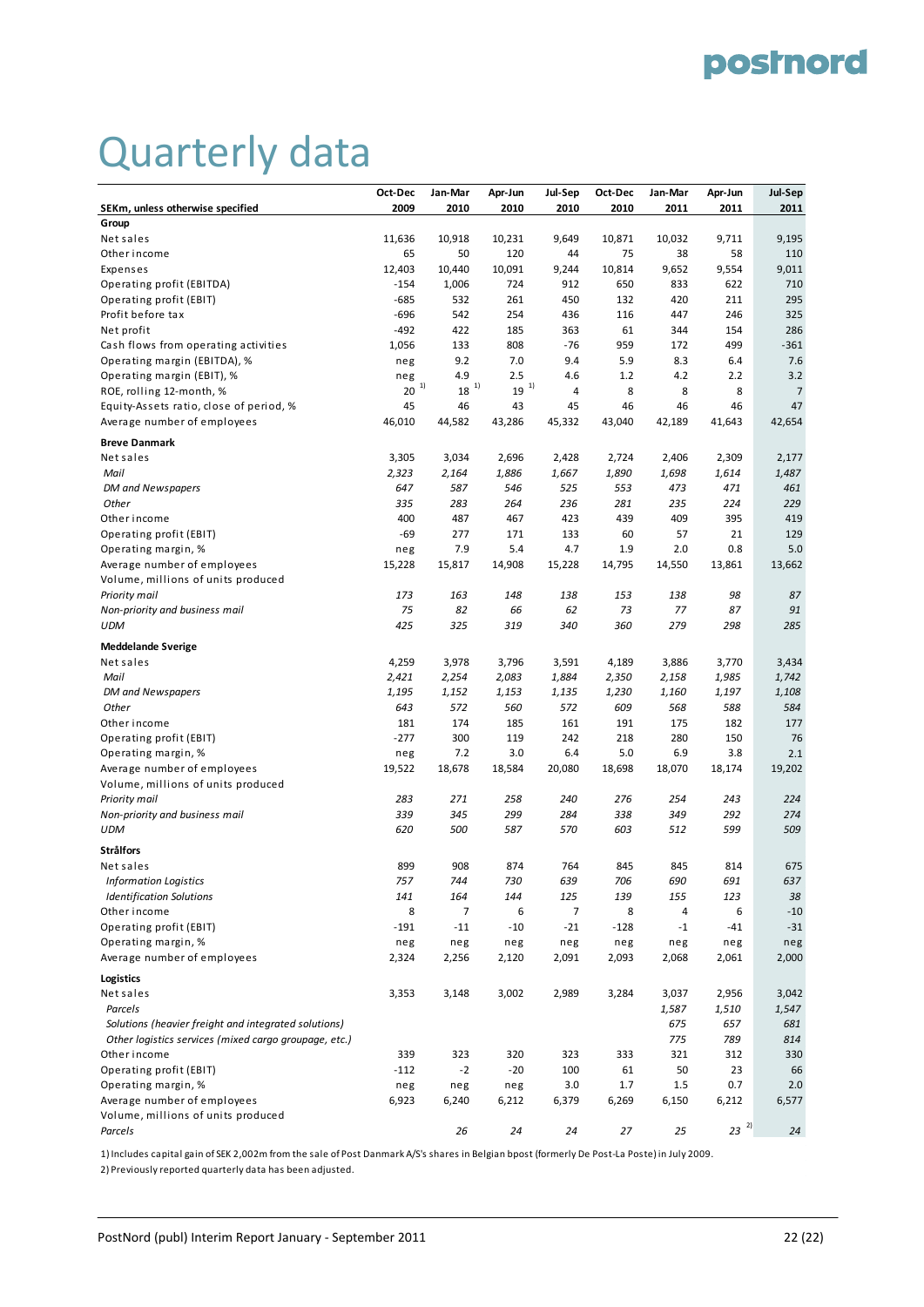# Quarterly data

| SEKm, unless otherwise specified | Oct-Dec 2009 | Jan-Mar 2010 | Apr-Jun 2010 | Jul-Sep 2010 | Oct-Dec 2010 | Jan-Mar 2011 | Apr-Jun 2011 | Jul-Sep 2011 |
|---|---|---|---|---|---|---|---|---|
| **Group** | | | | | | | | |
| Net sales | 11,636 | 10,918 | 10,231 | 9,649 | 10,871 | 10,032 | 9,711 | 9,195 |
| Other income | 65 | 50 | 120 | 44 | 75 | 38 | 58 | 110 |
| Expenses | 12,403 | 10,440 | 10,091 | 9,244 | 10,814 | 9,652 | 9,554 | 9,011 |
| Operating profit (EBITDA) | -154 | 1,006 | 724 | 912 | 650 | 833 | 622 | 710 |
| Operating profit (EBIT) | -685 | 532 | 261 | 450 | 132 | 420 | 211 | 295 |
| Profit before tax | -696 | 542 | 254 | 436 | 116 | 447 | 246 | 325 |
| Net profit | -492 | 422 | 185 | 363 | 61 | 344 | 154 | 286 |
| Cash flows from operating activities | 1,056 | 133 | 808 | -76 | 959 | 172 | 499 | -361 |
| Operating margin (EBITDA), % | neg | 9.2 | 7.0 | 9.4 | 5.9 | 8.3 | 6.4 | 7.6 |
| Operating margin (EBIT), % | neg | 4.9 | 2.5 | 4.6 | 1.2 | 4.2 | 2.2 | 3.2 |
| ROE, rolling 12-month, % | 20 [1] | 18 [1] | 19 [1] | 4 | 8 | 8 | 8 | 7 |
| Equity-Assets ratio, close of period, % | 45 | 46 | 43 | 45 | 46 | 46 | 46 | 47 |
| Average number of employees | 46,010 | 44,582 | 43,286 | 45,332 | 43,040 | 42,189 | 41,643 | 42,654 |
| **Breve Danmark** | | | | | | | | |
| Net sales | 3,305 | 3,034 | 2,696 | 2,428 | 2,724 | 2,406 | 2,309 | 2,177 |
| *Mail* | *2,323* | *2,164* | *1,886* | *1,667* | *1,890* | *1,698* | *1,614* | *1,487* |
| *DM and Newspapers* | *647* | *587* | *546* | *525* | *553* | *473* | *471* | *461* |
| *Other* | *335* | *283* | *264* | *236* | *281* | *235* | *224* | *229* |
| Other income | 400 | 487 | 467 | 423 | 439 | 409 | 395 | 419 |
| Operating profit (EBIT) | -69 | 277 | 171 | 133 | 60 | 57 | 21 | 129 |
| Operating margin, % | neg | 7.9 | 5.4 | 4.7 | 1.9 | 2.0 | 0.8 | 5.0 |
| Average number of employees | 15,228 | 15,817 | 14,908 | 15,228 | 14,795 | 14,550 | 13,861 | 13,662 |
| Volume, millions of units produced | | | | | | | | |
| *Priority mail* | *173* | *163* | *148* | *138* | *153* | *138* | *98* | *87* |
| *Non-priority and business mail* | *75* | *82* | *66* | *62* | *73* | *77* | *87* | *91* |
| *UDM* | *425* | *325* | *319* | *340* | *360* | *279* | *298* | *285* |
| **Meddelande Sverige** | | | | | | | | |
| Net sales | 4,259 | 3,978 | 3,796 | 3,591 | 4,189 | 3,886 | 3,770 | 3,434 |
| *Mail* | *2,421* | *2,254* | *2,083* | *1,884* | *2,350* | *2,158* | *1,985* | *1,742* |
| *DM and Newspapers* | *1,195* | *1,152* | *1,153* | *1,135* | *1,230* | *1,160* | *1,197* | *1,108* |
| *Other* | *643* | *572* | *560* | *572* | *609* | *568* | *588* | *584* |
| Other income | 181 | 174 | 185 | 161 | 191 | 175 | 182 | 177 |
| Operating profit (EBIT) | -277 | 300 | 119 | 242 | 218 | 280 | 150 | 76 |
| Operating margin, % | neg | 7.2 | 3.0 | 6.4 | 5.0 | 6.9 | 3.8 | 2.1 |
| Average number of employees | 19,522 | 18,678 | 18,584 | 20,080 | 18,698 | 18,070 | 18,174 | 19,202 |
| Volume, millions of units produced | | | | | | | | |
| *Priority mail* | *283* | *271* | *258* | *240* | *276* | *254* | *243* | *224* |
| *Non-priority and business mail* | *339* | *345* | *299* | *284* | *338* | *349* | *292* | *274* |
| *UDM* | *620* | *500* | *587* | *570* | *603* | *512* | *599* | *509* |
| **Strålfors** | | | | | | | | |
| Net sales | 899 | 908 | 874 | 764 | 845 | 845 | 814 | 675 |
| *Information Logistics* | *757* | *744* | *730* | *639* | *706* | *690* | *691* | *637* |
| *Identification Solutions* | *141* | *164* | *144* | *125* | *139* | *155* | *123* | *38* |
| Other income | 8 | 7 | 6 | 7 | 8 | 4 | 6 | -10 |
| Operating profit (EBIT) | -191 | -11 | -10 | -21 | -128 | -1 | -41 | -31 |
| Operating margin, % | neg | neg | neg | neg | neg | neg | neg | neg |
| Average number of employees | 2,324 | 2,256 | 2,120 | 2,091 | 2,093 | 2,068 | 2,061 | 2,000 |
| **Logistics** | | | | | | | | |
| Net sales | 3,353 | 3,148 | 3,002 | 2,989 | 3,284 | 3,037 | 2,956 | 3,042 |
| *Parcels* | | | | | | *1,587* | *1,510* | *1,547* |
| *Solutions (heavier freight and integrated solutions)* | | | | | | *675* | *657* | *681* |
| *Other logistics services (mixed cargo groupage, etc.)* | | | | | | *775* | *789* | *814* |
| Other income | 339 | 323 | 320 | 323 | 333 | 321 | 312 | 330 |
| Operating profit (EBIT) | -112 | -2 | -20 | 100 | 61 | 50 | 23 | 66 |
| Operating margin, % | neg | neg | neg | 3.0 | 1.7 | 1.5 | 0.7 | 2.0 |
| Average number of employees | 6,923 | 6,240 | 6,212 | 6,379 | 6,269 | 6,150 | 6,212 | 6,577 |
| Volume, millions of units produced | | | | | | | | |
| *Parcels* | | *26* | *24* | *24* | *27* | *25* | *23* [2] | *24* |

1) Includes capital gain of SEK 2,002m from the sale of Post Danmark A/S's shares in Belgian bpost (formerly De Post-La Poste) in July 2009.

2) Previously reported quarterly data has been adjusted.